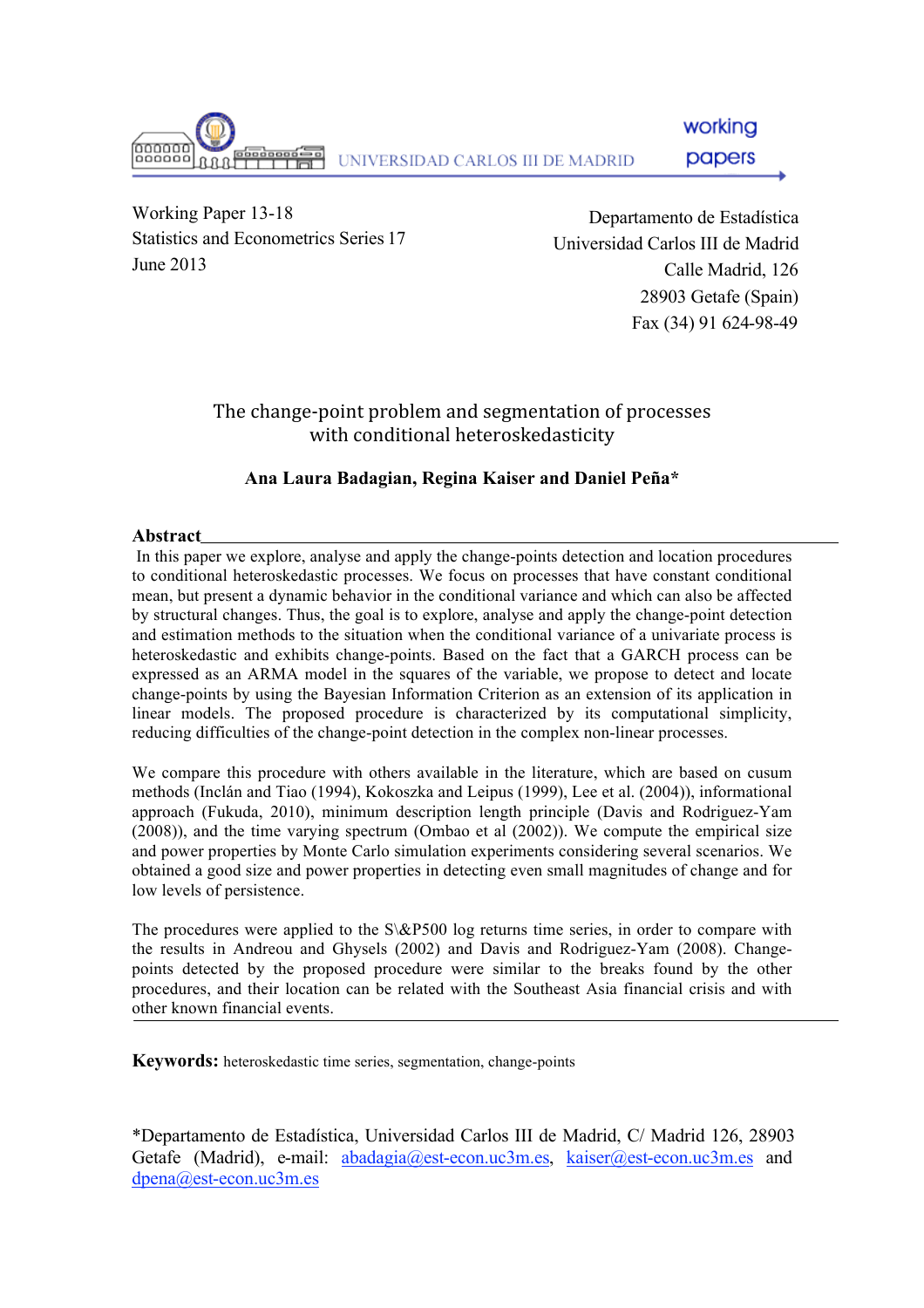UNIVERSIDAD CARLOS III DE MADRID

working papers

Working Paper 13-18
Statistics and Econometrics Series 17
June 2013

Departamento de Estadística
Universidad Carlos III de Madrid
Calle Madrid, 126
28903 Getafe (Spain)
Fax (34) 91 624-98-49

# The change-point problem and segmentation of processes with conditional heteroskedasticity

**Ana Laura Badagian, Regina Kaiser and Daniel Peña***

## Abstract

In this paper we explore, analyse and apply the change-points detection and location procedures to conditional heteroskedastic processes. We focus on processes that have constant conditional mean, but present a dynamic behavior in the conditional variance and which can also be affected by structural changes. Thus, the goal is to explore, analyse and apply the change-point detection and estimation methods to the situation when the conditional variance of a univariate process is heteroskedastic and exhibits change-points. Based on the fact that a GARCH process can be expressed as an ARMA model in the squares of the variable, we propose to detect and locate change-points by using the Bayesian Information Criterion as an extension of its application in linear models. The proposed procedure is characterized by its computational simplicity, reducing difficulties of the change-point detection in the complex non-linear processes.

We compare this procedure with others available in the literature, which are based on cusum methods (Inclán and Tiao (1994), Kokoszka and Leipus (1999), Lee et al. (2004)), informational approach (Fukuda, 2010), minimum description length principle (Davis and Rodriguez-Yam (2008)), and the time varying spectrum (Ombao et al (2002)). We compute the empirical size and power properties by Monte Carlo simulation experiments considering several scenarios. We obtained a good size and power properties in detecting even small magnitudes of change and for low levels of persistence.

The procedures were applied to the S\&P500 log returns time series, in order to compare with the results in Andreou and Ghysels (2002) and Davis and Rodriguez-Yam (2008). Change-points detected by the proposed procedure were similar to the breaks found by the other procedures, and their location can be related with the Southeast Asia financial crisis and with other known financial events.

**Keywords:** heteroskedastic time series, segmentation, change-points

*Departamento de Estadística, Universidad Carlos III de Madrid, C/ Madrid 126, 28903 Getafe (Madrid), e-mail: abadagia@est-econ.uc3m.es, kaiser@est-econ.uc3m.es and dpena@est-econ.uc3m.es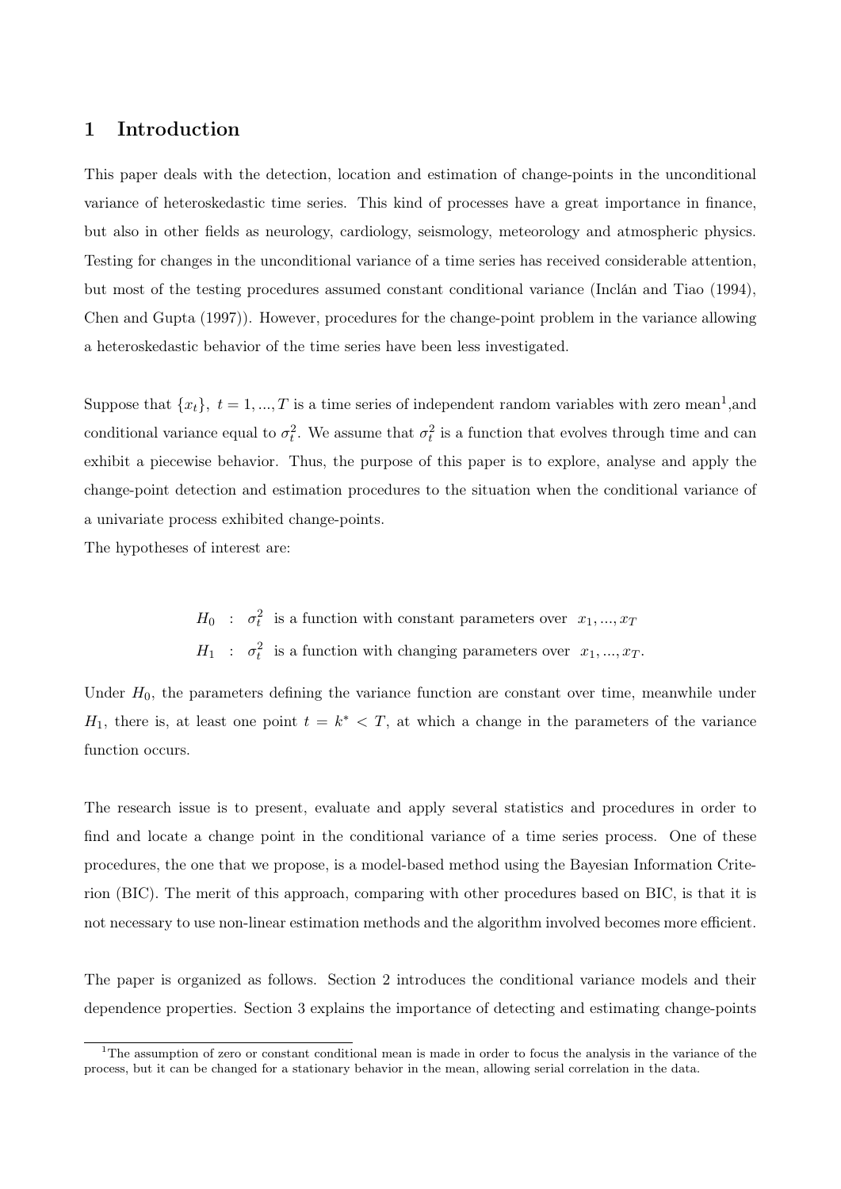# 1 Introduction

This paper deals with the detection, location and estimation of change-points in the unconditional variance of heteroskedastic time series. This kind of processes have a great importance in finance, but also in other fields as neurology, cardiology, seismology, meteorology and atmospheric physics. Testing for changes in the unconditional variance of a time series has received considerable attention, but most of the testing procedures assumed constant conditional variance (Inclán and Tiao (1994), Chen and Gupta (1997)). However, procedures for the change-point problem in the variance allowing a heteroskedastic behavior of the time series have been less investigated.

Suppose that $\{x_t\},\ t = 1, ..., T$ is a time series of independent random variables with zero mean[1],and conditional variance equal to $\sigma_t^2$. We assume that $\sigma_t^2$ is a function that evolves through time and can exhibit a piecewise behavior. Thus, the purpose of this paper is to explore, analyse and apply the change-point detection and estimation procedures to the situation when the conditional variance of a univariate process exhibited change-points.

The hypotheses of interest are:

$$
\begin{aligned}
H_0 &: \ \sigma_t^2 \ \text{ is a function with constant parameters over } \ x_1, ..., x_T \\
H_1 &: \ \sigma_t^2 \ \text{ is a function with changing parameters over } \ x_1, ..., x_T.
\end{aligned}
$$

Under $H_0$, the parameters defining the variance function are constant over time, meanwhile under $H_1$, there is, at least one point $t = k^* < T$, at which a change in the parameters of the variance function occurs.

The research issue is to present, evaluate and apply several statistics and procedures in order to find and locate a change point in the conditional variance of a time series process. One of these procedures, the one that we propose, is a model-based method using the Bayesian Information Criterion (BIC). The merit of this approach, comparing with other procedures based on BIC, is that it is not necessary to use non-linear estimation methods and the algorithm involved becomes more efficient.

The paper is organized as follows. Section 2 introduces the conditional variance models and their dependence properties. Section 3 explains the importance of detecting and estimating change-points

[1] The assumption of zero or constant conditional mean is made in order to focus the analysis in the variance of the process, but it can be changed for a stationary behavior in the mean, allowing serial correlation in the data.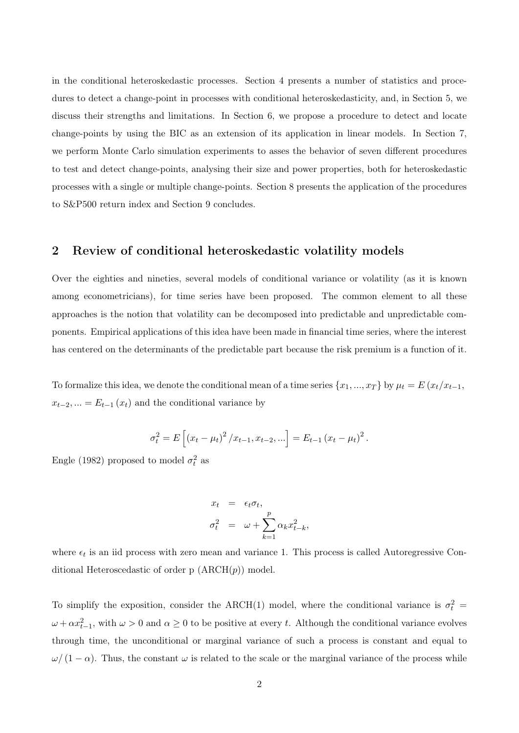in the conditional heteroskedastic processes. Section 4 presents a number of statistics and procedures to detect a change-point in processes with conditional heteroskedasticity, and, in Section 5, we discuss their strengths and limitations. In Section 6, we propose a procedure to detect and locate change-points by using the BIC as an extension of its application in linear models. In Section 7, we perform Monte Carlo simulation experiments to asses the behavior of seven different procedures to test and detect change-points, analysing their size and power properties, both for heteroskedastic processes with a single or multiple change-points. Section 8 presents the application of the procedures to S&P500 return index and Section 9 concludes.

## 2 Review of conditional heteroskedastic volatility models

Over the eighties and nineties, several models of conditional variance or volatility (as it is known among econometricians), for time series have been proposed. The common element to all these approaches is the notion that volatility can be decomposed into predictable and unpredictable components. Empirical applications of this idea have been made in financial time series, where the interest has centered on the determinants of the predictable part because the risk premium is a function of it.

To formalize this idea, we denote the conditional mean of a time series $\{x_1, ..., x_T\}$ by $\mu_t = E(x_t / x_{t-1}, x_{t-2}, ... = E_{t-1}(x_t)$ and the conditional variance by

$$\sigma_t^2 = E\left[(x_t - \mu_t)^2 / x_{t-1}, x_{t-2}, ...\right] = E_{t-1}(x_t - \mu_t)^2 .$$

Engle (1982) proposed to model $\sigma_t^2$ as

$$\begin{aligned} x_t &= \epsilon_t \sigma_t, \\ \sigma_t^2 &= \omega + \sum_{k=1}^{p} \alpha_k x_{t-k}^2, \end{aligned}$$

where $\epsilon_t$ is an iid process with zero mean and variance 1. This process is called Autoregressive Conditional Heteroscedastic of order p (ARCH($p$)) model.

To simplify the exposition, consider the ARCH(1) model, where the conditional variance is $\sigma_t^2 = \omega + \alpha x_{t-1}^2$, with $\omega > 0$ and $\alpha \geq 0$ to be positive at every $t$. Although the conditional variance evolves through time, the unconditional or marginal variance of such a process is constant and equal to $\omega / (1 - \alpha)$. Thus, the constant $\omega$ is related to the scale or the marginal variance of the process while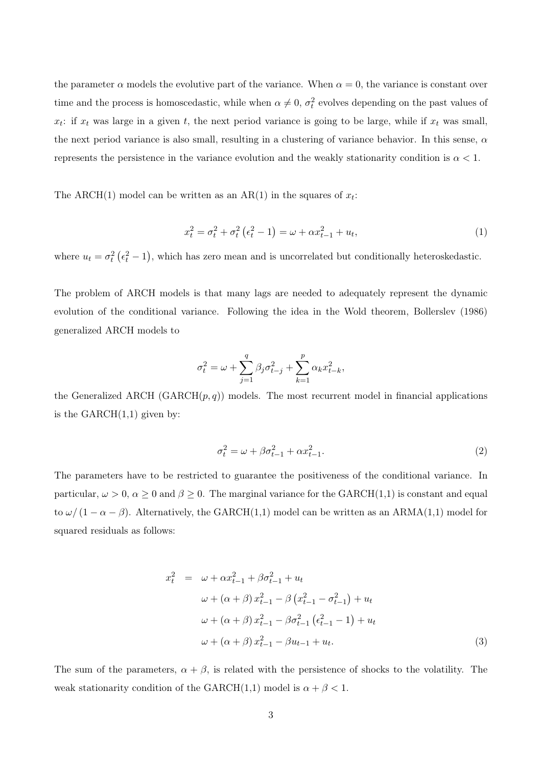the parameter $\alpha$ models the evolutive part of the variance. When $\alpha = 0$, the variance is constant over time and the process is homoscedastic, while when $\alpha \neq 0$, $\sigma_t^2$ evolves depending on the past values of $x_t$: if $x_t$ was large in a given $t$, the next period variance is going to be large, while if $x_t$ was small, the next period variance is also small, resulting in a clustering of variance behavior. In this sense, $\alpha$ represents the persistence in the variance evolution and the weakly stationarity condition is $\alpha < 1$.

The ARCH(1) model can be written as an AR(1) in the squares of $x_t$:

$$x_t^2 = \sigma_t^2 + \sigma_t^2 \left(\epsilon_t^2 - 1\right) = \omega + \alpha x_{t-1}^2 + u_t, \tag{1}$$

where $u_t = \sigma_t^2 \left(\epsilon_t^2 - 1\right)$, which has zero mean and is uncorrelated but conditionally heteroskedastic.

The problem of ARCH models is that many lags are needed to adequately represent the dynamic evolution of the conditional variance. Following the idea in the Wold theorem, Bollerslev (1986) generalized ARCH models to

$$\sigma_t^2 = \omega + \sum_{j=1}^{q} \beta_j \sigma_{t-j}^2 + \sum_{k=1}^{p} \alpha_k x_{t-k}^2,$$

the Generalized ARCH (GARCH($p,q$)) models. The most recurrent model in financial applications is the GARCH(1,1) given by:

$$\sigma_t^2 = \omega + \beta \sigma_{t-1}^2 + \alpha x_{t-1}^2. \tag{2}$$

The parameters have to be restricted to guarantee the positiveness of the conditional variance. In particular, $\omega > 0$, $\alpha \geq 0$ and $\beta \geq 0$. The marginal variance for the GARCH(1,1) is constant and equal to $\omega / (1 - \alpha - \beta)$. Alternatively, the GARCH(1,1) model can be written as an ARMA(1,1) model for squared residuals as follows:

$$\begin{aligned}
x_t^2 &= \omega + \alpha x_{t-1}^2 + \beta \sigma_{t-1}^2 + u_t \\
&\omega + (\alpha + \beta) x_{t-1}^2 - \beta \left(x_{t-1}^2 - \sigma_{t-1}^2\right) + u_t \\
&\omega + (\alpha + \beta) x_{t-1}^2 - \beta \sigma_{t-1}^2 \left(\epsilon_{t-1}^2 - 1\right) + u_t \\
&\omega + (\alpha + \beta) x_{t-1}^2 - \beta u_{t-1} + u_t.
\end{aligned} \tag{3}$$

The sum of the parameters, $\alpha + \beta$, is related with the persistence of shocks to the volatility. The weak stationarity condition of the GARCH(1,1) model is $\alpha + \beta < 1$.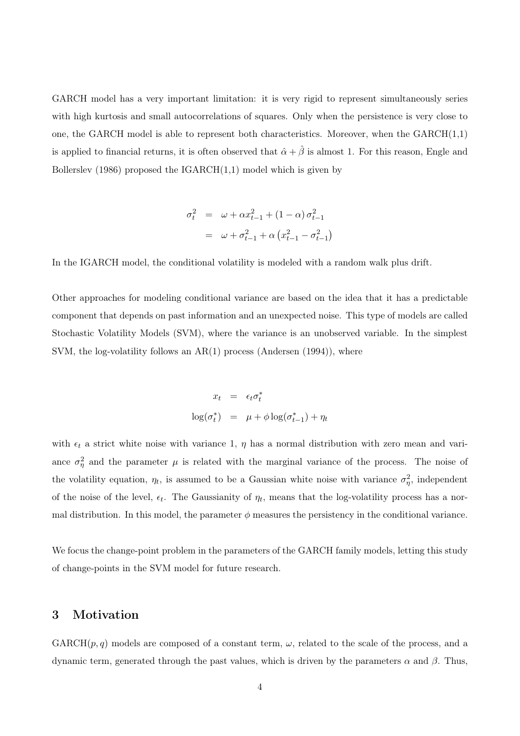GARCH model has a very important limitation: it is very rigid to represent simultaneously series with high kurtosis and small autocorrelations of squares. Only when the persistence is very close to one, the GARCH model is able to represent both characteristics. Moreover, when the GARCH(1,1) is applied to financial returns, it is often observed that $\hat{\alpha} + \hat{\beta}$ is almost 1. For this reason, Engle and Bollerslev (1986) proposed the IGARCH(1,1) model which is given by

$$
\begin{aligned}
\sigma_t^2 &= \omega + \alpha x_{t-1}^2 + (1-\alpha)\,\sigma_{t-1}^2 \\
&= \omega + \sigma_{t-1}^2 + \alpha\left(x_{t-1}^2 - \sigma_{t-1}^2\right)
\end{aligned}
$$

In the IGARCH model, the conditional volatility is modeled with a random walk plus drift.

Other approaches for modeling conditional variance are based on the idea that it has a predictable component that depends on past information and an unexpected noise. This type of models are called Stochastic Volatility Models (SVM), where the variance is an unobserved variable. In the simplest SVM, the log-volatility follows an AR(1) process (Andersen (1994)), where

$$
\begin{aligned}
x_t &= \epsilon_t \sigma_t^* \\
\log(\sigma_t^*) &= \mu + \phi \log(\sigma_{t-1}^*) + \eta_t
\end{aligned}
$$

with $\epsilon_t$ a strict white noise with variance 1, $\eta$ has a normal distribution with zero mean and variance $\sigma_\eta^2$ and the parameter $\mu$ is related with the marginal variance of the process. The noise of the volatility equation, $\eta_t$, is assumed to be a Gaussian white noise with variance $\sigma_\eta^2$, independent of the noise of the level, $\epsilon_t$. The Gaussianity of $\eta_t$, means that the log-volatility process has a normal distribution. In this model, the parameter $\phi$ measures the persistency in the conditional variance.

We focus the change-point problem in the parameters of the GARCH family models, letting this study of change-points in the SVM model for future research.

## 3 Motivation

GARCH$(p, q)$ models are composed of a constant term, $\omega$, related to the scale of the process, and a dynamic term, generated through the past values, which is driven by the parameters $\alpha$ and $\beta$. Thus,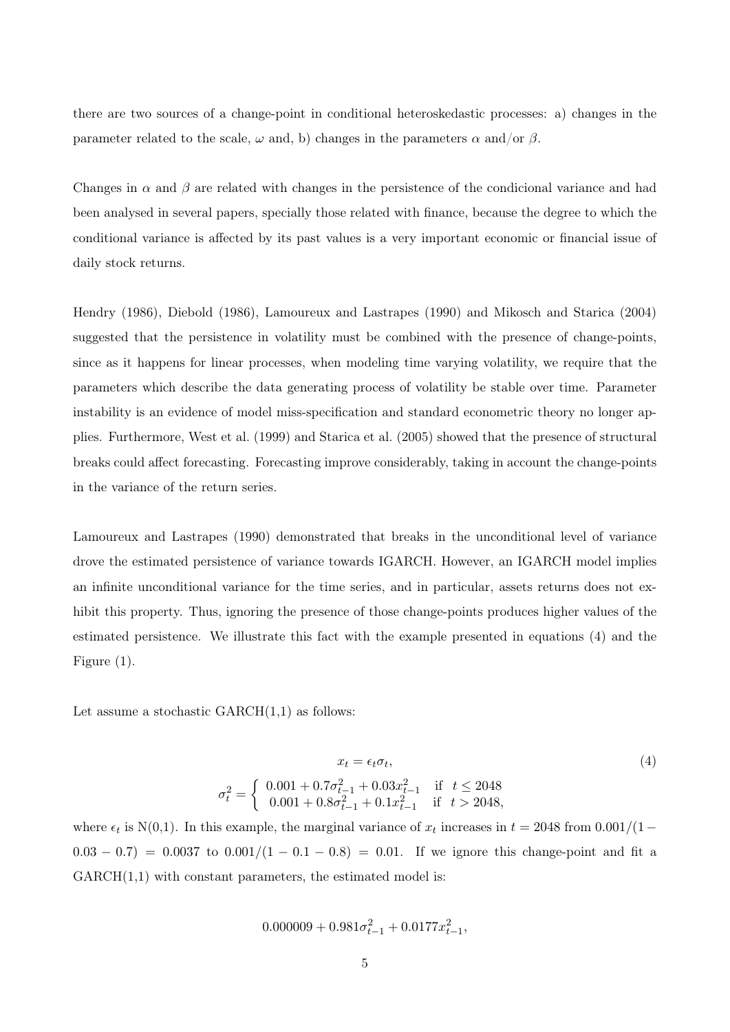there are two sources of a change-point in conditional heteroskedastic processes: a) changes in the parameter related to the scale, $\omega$ and, b) changes in the parameters $\alpha$ and/or $\beta$.

Changes in $\alpha$ and $\beta$ are related with changes in the persistence of the condicional variance and had been analysed in several papers, specially those related with finance, because the degree to which the conditional variance is affected by its past values is a very important economic or financial issue of daily stock returns.

Hendry (1986), Diebold (1986), Lamoureux and Lastrapes (1990) and Mikosch and Starica (2004) suggested that the persistence in volatility must be combined with the presence of change-points, since as it happens for linear processes, when modeling time varying volatility, we require that the parameters which describe the data generating process of volatility be stable over time. Parameter instability is an evidence of model miss-specification and standard econometric theory no longer applies. Furthermore, West et al. (1999) and Starica et al. (2005) showed that the presence of structural breaks could affect forecasting. Forecasting improve considerably, taking in account the change-points in the variance of the return series.

Lamoureux and Lastrapes (1990) demonstrated that breaks in the unconditional level of variance drove the estimated persistence of variance towards IGARCH. However, an IGARCH model implies an infinite unconditional variance for the time series, and in particular, assets returns does not exhibit this property. Thus, ignoring the presence of those change-points produces higher values of the estimated persistence. We illustrate this fact with the example presented in equations (4) and the Figure (1).

Let assume a stochastic GARCH(1,1) as follows:

$$
\begin{aligned}
x_t &= \epsilon_t \sigma_t, \\
\sigma_t^2 &= \begin{cases} 0.001 + 0.7\sigma_{t-1}^2 + 0.03x_{t-1}^2 & \text{if} \quad t \leq 2048 \\ 0.001 + 0.8\sigma_{t-1}^2 + 0.1x_{t-1}^2 & \text{if} \quad t > 2048, \end{cases}
\end{aligned} \tag{4}
$$

where $\epsilon_t$ is N(0,1). In this example, the marginal variance of $x_t$ increases in $t = 2048$ from $0.001/(1 - 0.03 - 0.7) = 0.0037$ to $0.001/(1 - 0.1 - 0.8) = 0.01$. If we ignore this change-point and fit a GARCH(1,1) with constant parameters, the estimated model is:

$$
0.000009 + 0.981\sigma_{t-1}^2 + 0.0177x_{t-1}^2,
$$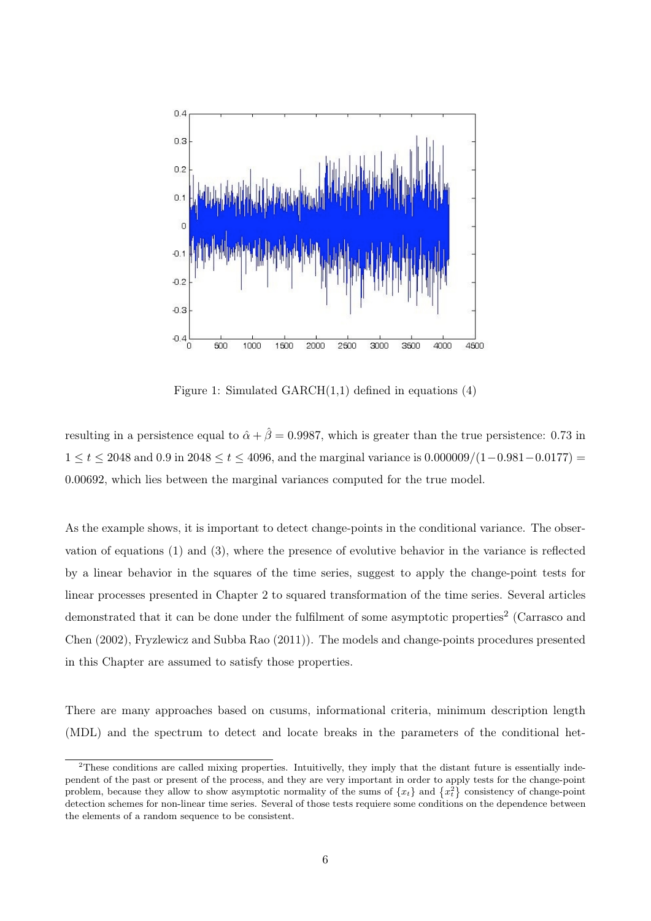Figure 1: Simulated GARCH(1,1) defined in equations (4)

resulting in a persistence equal to $\hat{\alpha} + \hat{\beta} = 0.9987$, which is greater than the true persistence: 0.73 in $1 \leq t \leq 2048$ and 0.9 in $2048 \leq t \leq 4096$, and the marginal variance is $0.000009/(1-0.981-0.0177) = 0.00692$, which lies between the marginal variances computed for the true model.

As the example shows, it is important to detect change-points in the conditional variance. The observation of equations (1) and (3), where the presence of evolutive behavior in the variance is reflected by a linear behavior in the squares of the time series, suggest to apply the change-point tests for linear processes presented in Chapter 2 to squared transformation of the time series. Several articles demonstrated that it can be done under the fulfilment of some asymptotic properties[2] (Carrasco and Chen (2002), Fryzlewicz and Subba Rao (2011)). The models and change-points procedures presented in this Chapter are assumed to satisfy those properties.

There are many approaches based on cusums, informational criteria, minimum description length (MDL) and the spectrum to detect and locate breaks in the parameters of the conditional het-

[2] These conditions are called mixing properties. Intuitivelly, they imply that the distant future is essentially independent of the past or present of the process, and they are very important in order to apply tests for the change-point problem, because they allow to show asymptotic normality of the sums of $\{x_t\}$ and $\{x_t^2\}$ consistency of change-point detection schemes for non-linear time series. Several of those tests requiere some conditions on the dependence between the elements of a random sequence to be consistent.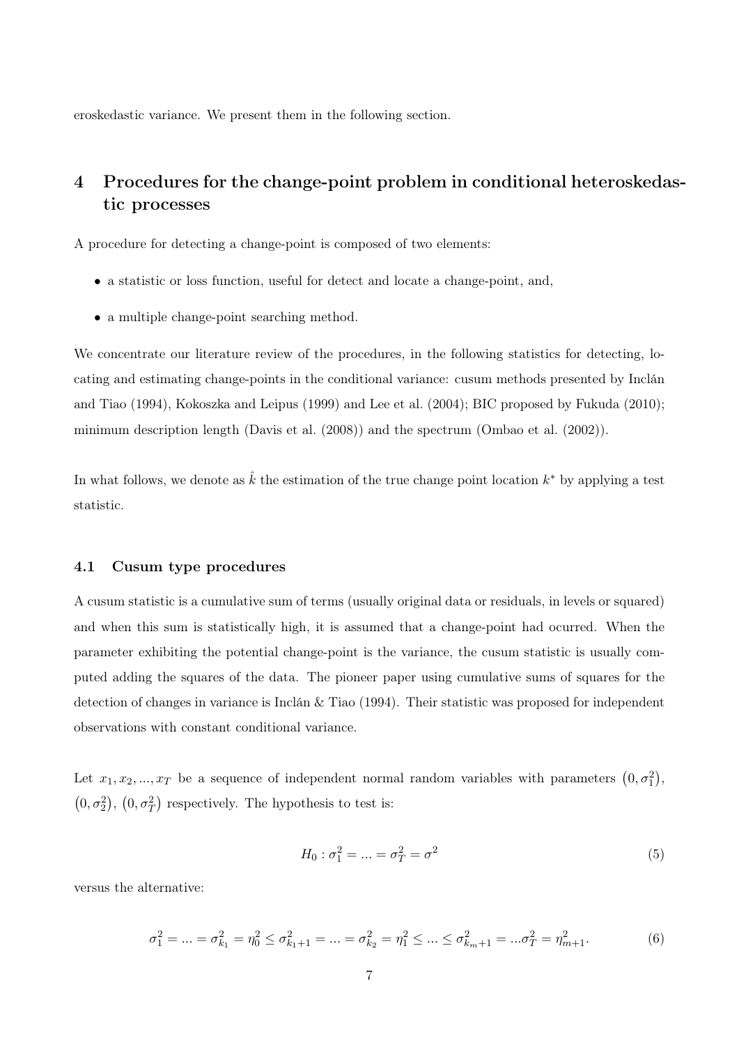eroskedastic variance. We present them in the following section.

## 4 Procedures for the change-point problem in conditional heteroskedastic processes

A procedure for detecting a change-point is composed of two elements:

- a statistic or loss function, useful for detect and locate a change-point, and,
- a multiple change-point searching method.

We concentrate our literature review of the procedures, in the following statistics for detecting, locating and estimating change-points in the conditional variance: cusum methods presented by Inclán and Tiao (1994), Kokoszka and Leipus (1999) and Lee et al. (2004); BIC proposed by Fukuda (2010); minimum description length (Davis et al. (2008)) and the spectrum (Ombao et al. (2002)).

In what follows, we denote as $\hat{k}$ the estimation of the true change point location $k^*$ by applying a test statistic.

### 4.1 Cusum type procedures

A cusum statistic is a cumulative sum of terms (usually original data or residuals, in levels or squared) and when this sum is statistically high, it is assumed that a change-point had ocurred. When the parameter exhibiting the potential change-point is the variance, the cusum statistic is usually computed adding the squares of the data. The pioneer paper using cumulative sums of squares for the detection of changes in variance is Inclán & Tiao (1994). Their statistic was proposed for independent observations with constant conditional variance.

Let $x_1, x_2, ..., x_T$ be a sequence of independent normal random variables with parameters $\left(0, \sigma_1^2\right)$, $\left(0, \sigma_2^2\right)$, $\left(0, \sigma_T^2\right)$ respectively. The hypothesis to test is:

$$H_0 : \sigma_1^2 = ... = \sigma_T^2 = \sigma^2 \tag{5}$$

versus the alternative:

$$\sigma_1^2 = ... = \sigma_{k_1}^2 = \eta_0^2 \leq \sigma_{k_1+1}^2 = ... = \sigma_{k_2}^2 = \eta_1^2 \leq ... \leq \sigma_{k_m+1}^2 = ...\sigma_T^2 = \eta_{m+1}^2. \tag{6}$$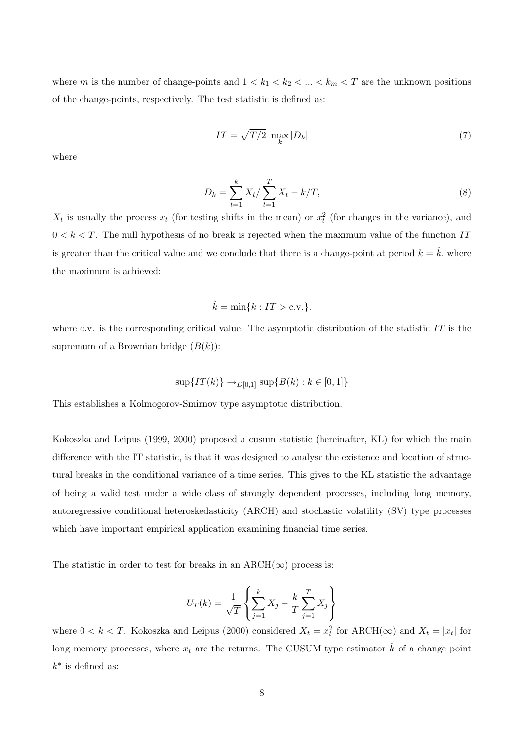where $m$ is the number of change-points and $1 < k_1 < k_2 < ... < k_m < T$ are the unknown positions of the change-points, respectively. The test statistic is defined as:

$$IT = \sqrt{T/2} \max_k |D_k| \tag{7}$$

where

$$D_k = \sum_{t=1}^{k} X_t / \sum_{t=1}^{T} X_t - k/T, \tag{8}$$

$X_t$ is usually the process $x_t$ (for testing shifts in the mean) or $x_t^2$ (for changes in the variance), and $0 < k < T$. The null hypothesis of no break is rejected when the maximum value of the function $IT$ is greater than the critical value and we conclude that there is a change-point at period $k = \hat{k}$, where the maximum is achieved:

$$\hat{k} = \min\{k : IT > \text{c.v.}\}.$$

where c.v. is the corresponding critical value. The asymptotic distribution of the statistic $IT$ is the supremum of a Brownian bridge $(B(k))$:

$$\sup\{IT(k)\} \rightarrow_{D[0,1]} \sup\{B(k) : k \in [0, 1]\}$$

This establishes a Kolmogorov-Smirnov type asymptotic distribution.

Kokoszka and Leipus (1999, 2000) proposed a cusum statistic (hereinafter, KL) for which the main difference with the IT statistic, is that it was designed to analyse the existence and location of structural breaks in the conditional variance of a time series. This gives to the KL statistic the advantage of being a valid test under a wide class of strongly dependent processes, including long memory, autoregressive conditional heteroskedasticity (ARCH) and stochastic volatility (SV) type processes which have important empirical application examining financial time series.

The statistic in order to test for breaks in an ARCH($\infty$) process is:

$$U_T(k) = \frac{1}{\sqrt{T}} \left\{ \sum_{j=1}^{k} X_j - \frac{k}{T} \sum_{j=1}^{T} X_j \right\}$$

where $0 < k < T$. Kokoszka and Leipus (2000) considered $X_t = x_t^2$ for ARCH($\infty$) and $X_t = |x_t|$ for long memory processes, where $x_t$ are the returns. The CUSUM type estimator $\hat{k}$ of a change point $k^*$ is defined as: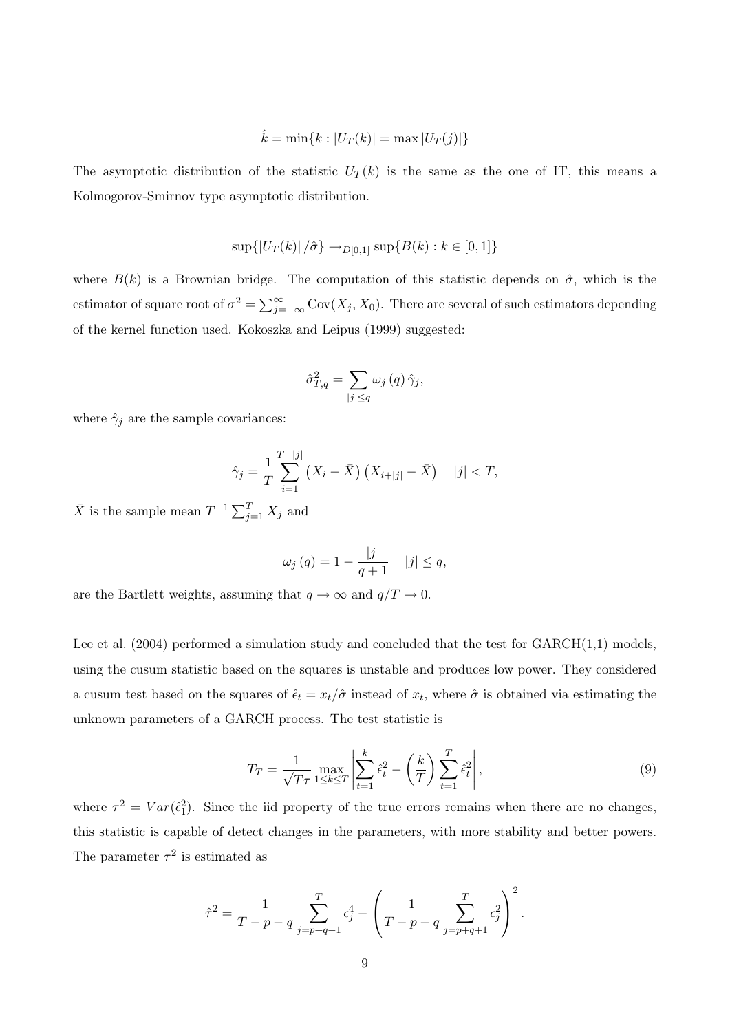$$\hat{k} = \min\{k : |U_T(k)| = \max |U_T(j)|\}$$

The asymptotic distribution of the statistic $U_T(k)$ is the same as the one of IT, this means a Kolmogorov-Smirnov type asymptotic distribution.

$$\sup\{|U_T(k)| / \hat{\sigma}\} \rightarrow_{D[0,1]} \sup\{B(k) : k \in [0,1]\}$$

where $B(k)$ is a Brownian bridge. The computation of this statistic depends on $\hat{\sigma}$, which is the estimator of square root of $\sigma^2 = \sum_{j=-\infty}^{\infty} \text{Cov}(X_j, X_0)$. There are several of such estimators depending of the kernel function used. Kokoszka and Leipus (1999) suggested:

$$\hat{\sigma}_{T,q}^2 = \sum_{|j| \leq q} \omega_j(q) \hat{\gamma}_j,$$

where $\hat{\gamma}_j$ are the sample covariances:

$$\hat{\gamma}_j = \frac{1}{T} \sum_{i=1}^{T-|j|} \left(X_i - \bar{X}\right)\left(X_{i+|j|} - \bar{X}\right) \quad |j| < T,$$

$\bar{X}$ is the sample mean $T^{-1} \sum_{j=1}^{T} X_j$ and

$$\omega_j(q) = 1 - \frac{|j|}{q+1} \quad |j| \leq q,$$

are the Bartlett weights, assuming that $q \rightarrow \infty$ and $q/T \rightarrow 0$.

Lee et al. (2004) performed a simulation study and concluded that the test for GARCH(1,1) models, using the cusum statistic based on the squares is unstable and produces low power. They considered a cusum test based on the squares of $\hat{\epsilon}_t = x_t/\hat{\sigma}$ instead of $x_t$, where $\hat{\sigma}$ is obtained via estimating the unknown parameters of a GARCH process. The test statistic is

$$T_T = \frac{1}{\sqrt{T}\tau} \max_{1 \leq k \leq T} \left| \sum_{t=1}^{k} \hat{\epsilon}_t^2 - \left(\frac{k}{T}\right) \sum_{t=1}^{T} \hat{\epsilon}_t^2 \right|, \tag{9}$$

where $\tau^2 = Var(\hat{\epsilon}_1^2)$. Since the iid property of the true errors remains when there are no changes, this statistic is capable of detect changes in the parameters, with more stability and better powers. The parameter $\tau^2$ is estimated as

$$\hat{\tau}^2 = \frac{1}{T-p-q} \sum_{j=p+q+1}^{T} \epsilon_j^4 - \left(\frac{1}{T-p-q} \sum_{j=p+q+1}^{T} \epsilon_j^2\right)^2.$$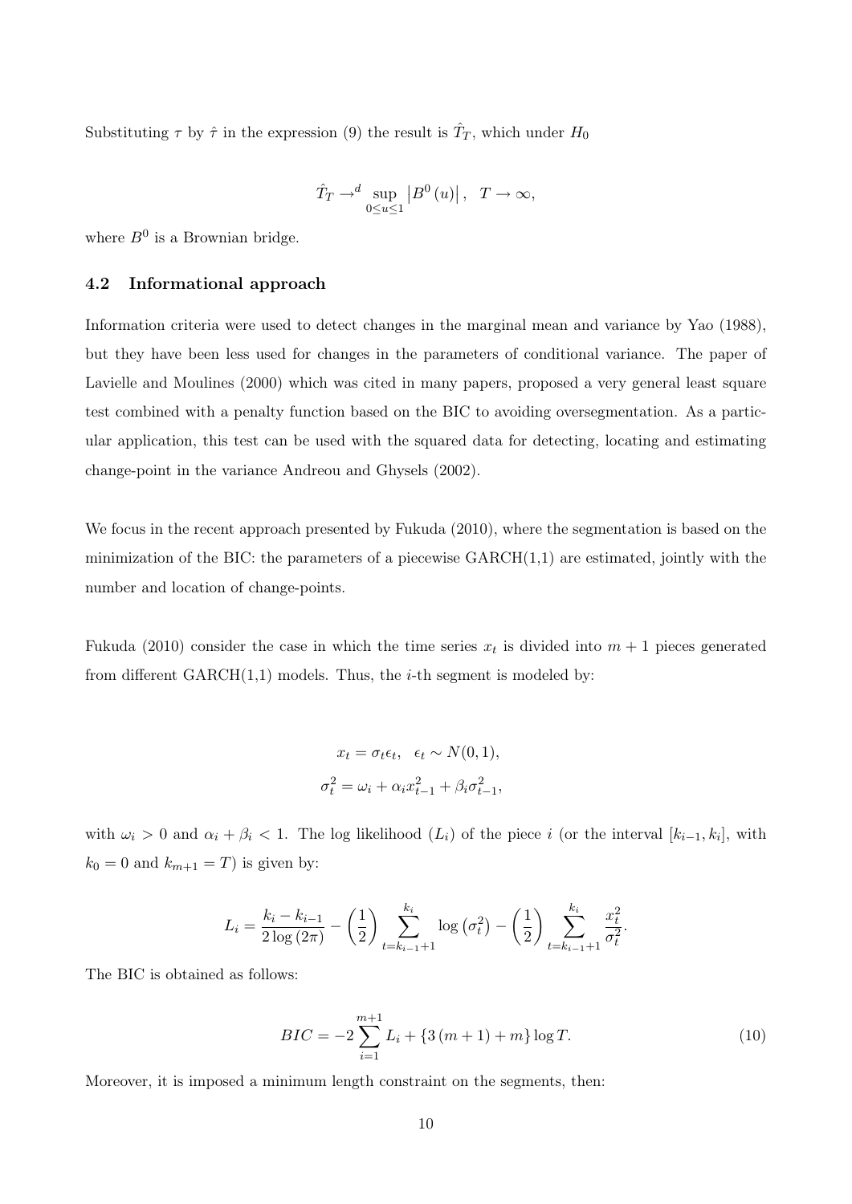Substituting $\tau$ by $\hat{\tau}$ in the expression (9) the result is $\hat{T}_T$, which under $H_0$

$$\hat{T}_T \to^d \sup_{0 \leq u \leq 1} \left| B^0 \left( u \right) \right|, \quad T \to \infty,$$

where $B^0$ is a Brownian bridge.

### 4.2 Informational approach

Information criteria were used to detect changes in the marginal mean and variance by Yao (1988), but they have been less used for changes in the parameters of conditional variance. The paper of Lavielle and Moulines (2000) which was cited in many papers, proposed a very general least square test combined with a penalty function based on the BIC to avoiding oversegmentation. As a particular application, this test can be used with the squared data for detecting, locating and estimating change-point in the variance Andreou and Ghysels (2002).

We focus in the recent approach presented by Fukuda (2010), where the segmentation is based on the minimization of the BIC: the parameters of a piecewise GARCH(1,1) are estimated, jointly with the number and location of change-points.

Fukuda (2010) consider the case in which the time series $x_t$ is divided into $m+1$ pieces generated from different GARCH(1,1) models. Thus, the $i$-th segment is modeled by:

$$x_t = \sigma_t \epsilon_t, \quad \epsilon_t \sim N(0,1),$$
$$\sigma_t^2 = \omega_i + \alpha_i x_{t-1}^2 + \beta_i \sigma_{t-1}^2,$$

with $\omega_i > 0$ and $\alpha_i + \beta_i < 1$. The log likelihood ($L_i$) of the piece $i$ (or the interval $[k_{i-1}, k_i]$, with $k_0 = 0$ and $k_{m+1} = T$) is given by:

$$L_i = \frac{k_i - k_{i-1}}{2 \log \left( 2\pi \right)} - \left( \frac{1}{2} \right) \sum_{t=k_{i-1}+1}^{k_i} \log \left( \sigma_t^2 \right) - \left( \frac{1}{2} \right) \sum_{t=k_{i-1}+1}^{k_i} \frac{x_t^2}{\sigma_t^2}.$$

The BIC is obtained as follows:

$$BIC = -2 \sum_{i=1}^{m+1} L_i + \left\{ 3 \left( m+1 \right) + m \right\} \log T. \tag{10}$$

Moreover, it is imposed a minimum length constraint on the segments, then: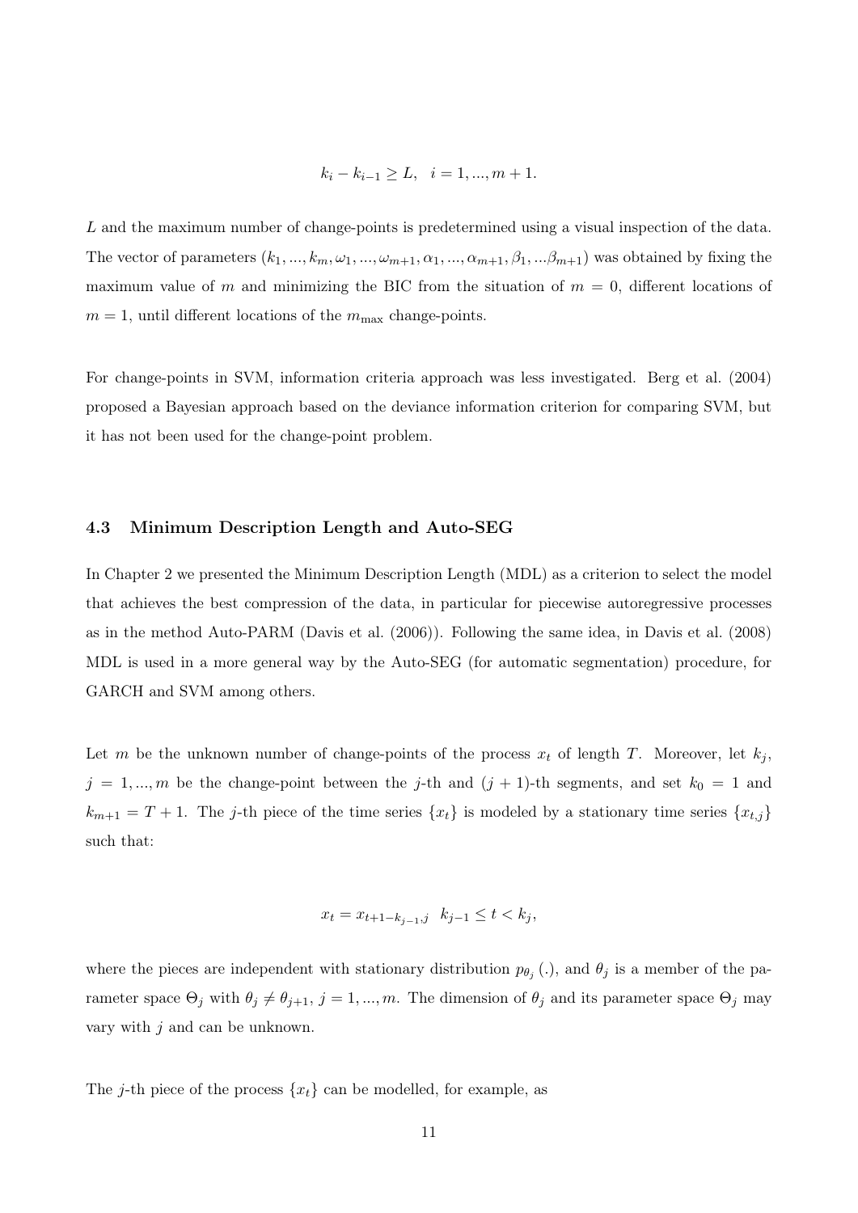$$k_i - k_{i-1} \geq L, \quad i = 1, ..., m+1.$$

$L$ and the maximum number of change-points is predetermined using a visual inspection of the data. The vector of parameters $(k_1, ..., k_m, \omega_1, ..., \omega_{m+1}, \alpha_1, ..., \alpha_{m+1}, \beta_1, ...\beta_{m+1})$ was obtained by fixing the maximum value of $m$ and minimizing the BIC from the situation of $m = 0$, different locations of $m = 1$, until different locations of the $m_{\max}$ change-points.

For change-points in SVM, information criteria approach was less investigated. Berg et al. (2004) proposed a Bayesian approach based on the deviance information criterion for comparing SVM, but it has not been used for the change-point problem.

### 4.3 Minimum Description Length and Auto-SEG

In Chapter 2 we presented the Minimum Description Length (MDL) as a criterion to select the model that achieves the best compression of the data, in particular for piecewise autoregressive processes as in the method Auto-PARM (Davis et al. (2006)). Following the same idea, in Davis et al. (2008) MDL is used in a more general way by the Auto-SEG (for automatic segmentation) procedure, for GARCH and SVM among others.

Let $m$ be the unknown number of change-points of the process $x_t$ of length $T$. Moreover, let $k_j$, $j = 1, ..., m$ be the change-point between the $j$-th and $(j+1)$-th segments, and set $k_0 = 1$ and $k_{m+1} = T + 1$. The $j$-th piece of the time series $\{x_t\}$ is modeled by a stationary time series $\{x_{t,j}\}$ such that:

$$x_t = x_{t+1-k_{j-1},j} \quad k_{j-1} \leq t < k_j,$$

where the pieces are independent with stationary distribution $p_{\theta_j}(.)$, and $\theta_j$ is a member of the parameter space $\Theta_j$ with $\theta_j \neq \theta_{j+1}$, $j = 1, ..., m$. The dimension of $\theta_j$ and its parameter space $\Theta_j$ may vary with $j$ and can be unknown.

The $j$-th piece of the process $\{x_t\}$ can be modelled, for example, as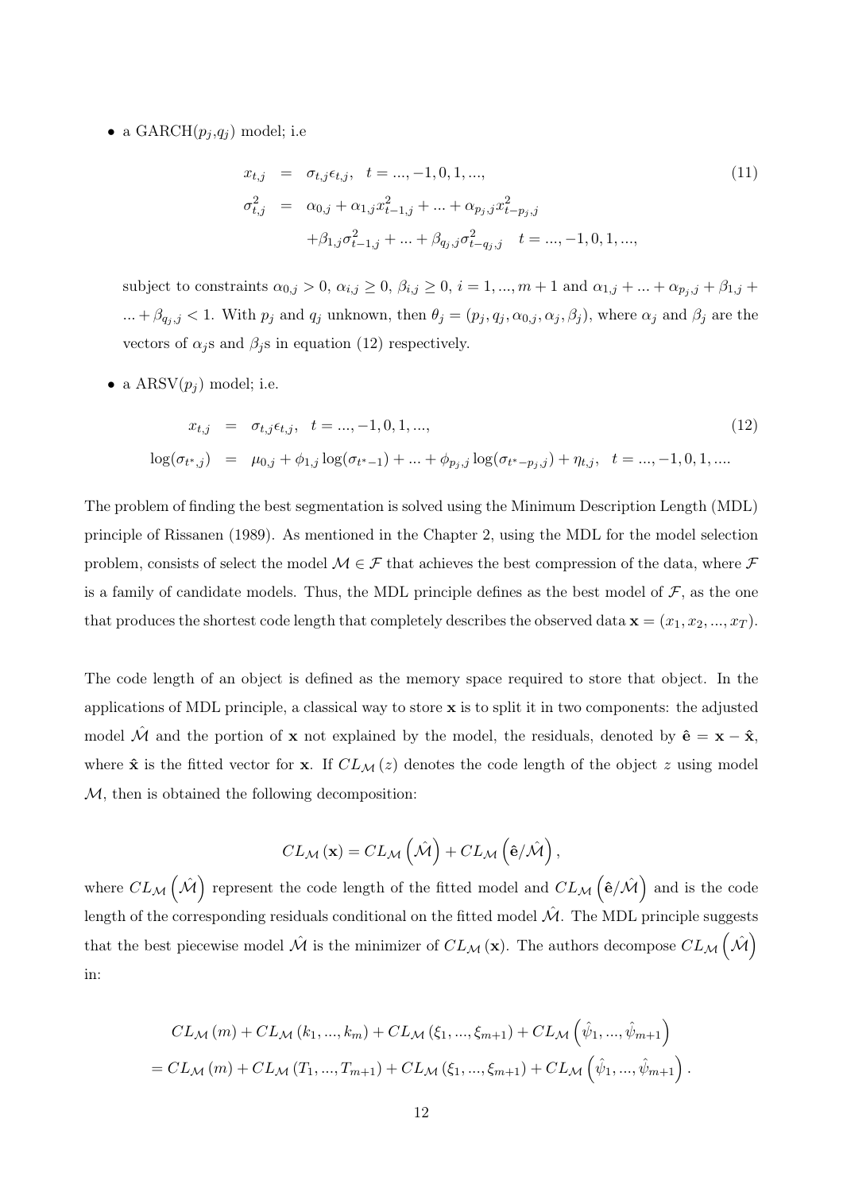- a GARCH($p_j$,$q_j$) model; i.e

$$
\begin{aligned}
x_{t,j} &= \sigma_{t,j}\epsilon_{t,j}, \quad t = ..., -1, 0, 1, ..., \\
\sigma_{t,j}^2 &= \alpha_{0,j} + \alpha_{1,j}x_{t-1,j}^2 + ... + \alpha_{p_j,j}x_{t-p_j,j}^2 \\
&\quad + \beta_{1,j}\sigma_{t-1,j}^2 + ... + \beta_{q_j,j}\sigma_{t-q_j,j}^2 \quad t = ..., -1, 0, 1, ...,
\end{aligned}
\tag{11}
$$

  subject to constraints $\alpha_{0,j} > 0$, $\alpha_{i,j} \geq 0$, $\beta_{i,j} \geq 0$, $i = 1, ..., m+1$ and $\alpha_{1,j} + ... + \alpha_{p_j,j} + \beta_{1,j} + ... + \beta_{q_j,j} < 1$. With $p_j$ and $q_j$ unknown, then $\theta_j = (p_j, q_j, \alpha_{0,j}, \alpha_j, \beta_j)$, where $\alpha_j$ and $\beta_j$ are the vectors of $\alpha_j$s and $\beta_j$s in equation (12) respectively.

- a ARSV($p_j$) model; i.e.

$$
\begin{aligned}
x_{t,j} &= \sigma_{t,j}\epsilon_{t,j}, \quad t = ..., -1, 0, 1, ..., \\
\log(\sigma_{t^*,j}) &= \mu_{0,j} + \phi_{1,j}\log(\sigma_{t^*-1}) + ... + \phi_{p_j,j}\log(\sigma_{t^*-p_j,j}) + \eta_{t,j}, \quad t = ..., -1, 0, 1, ....
\end{aligned}
\tag{12}
$$

The problem of finding the best segmentation is solved using the Minimum Description Length (MDL) principle of Rissanen (1989). As mentioned in the Chapter 2, using the MDL for the model selection problem, consists of select the model $\mathcal{M} \in \mathcal{F}$ that achieves the best compression of the data, where $\mathcal{F}$ is a family of candidate models. Thus, the MDL principle defines as the best model of $\mathcal{F}$, as the one that produces the shortest code length that completely describes the observed data $\mathbf{x} = (x_1, x_2, ..., x_T)$.

The code length of an object is defined as the memory space required to store that object. In the applications of MDL principle, a classical way to store $\mathbf{x}$ is to split it in two components: the adjusted model $\hat{\mathcal{M}}$ and the portion of $\mathbf{x}$ not explained by the model, the residuals, denoted by $\hat{\mathbf{e}} = \mathbf{x} - \hat{\mathbf{x}}$, where $\hat{\mathbf{x}}$ is the fitted vector for $\mathbf{x}$. If $CL_{\mathcal{M}}(z)$ denotes the code length of the object $z$ using model $\mathcal{M}$, then is obtained the following decomposition:

$$
CL_{\mathcal{M}}(\mathbf{x}) = CL_{\mathcal{M}}\left(\hat{\mathcal{M}}\right) + CL_{\mathcal{M}}\left(\hat{\mathbf{e}}/\hat{\mathcal{M}}\right),
$$

where $CL_{\mathcal{M}}\left(\hat{\mathcal{M}}\right)$ represent the code length of the fitted model and $CL_{\mathcal{M}}\left(\hat{\mathbf{e}}/\hat{\mathcal{M}}\right)$ and is the code length of the corresponding residuals conditional on the fitted model $\hat{\mathcal{M}}$. The MDL principle suggests that the best piecewise model $\hat{\mathcal{M}}$ is the minimizer of $CL_{\mathcal{M}}(\mathbf{x})$. The authors decompose $CL_{\mathcal{M}}\left(\hat{\mathcal{M}}\right)$ in:

$$
\begin{aligned}
& CL_{\mathcal{M}}(m) + CL_{\mathcal{M}}(k_1, ..., k_m) + CL_{\mathcal{M}}(\xi_1, ..., \xi_{m+1}) + CL_{\mathcal{M}}\left(\hat{\psi}_1, ..., \hat{\psi}_{m+1}\right) \\
&= CL_{\mathcal{M}}(m) + CL_{\mathcal{M}}(T_1, ..., T_{m+1}) + CL_{\mathcal{M}}(\xi_1, ..., \xi_{m+1}) + CL_{\mathcal{M}}\left(\hat{\psi}_1, ..., \hat{\psi}_{m+1}\right).
\end{aligned}
$$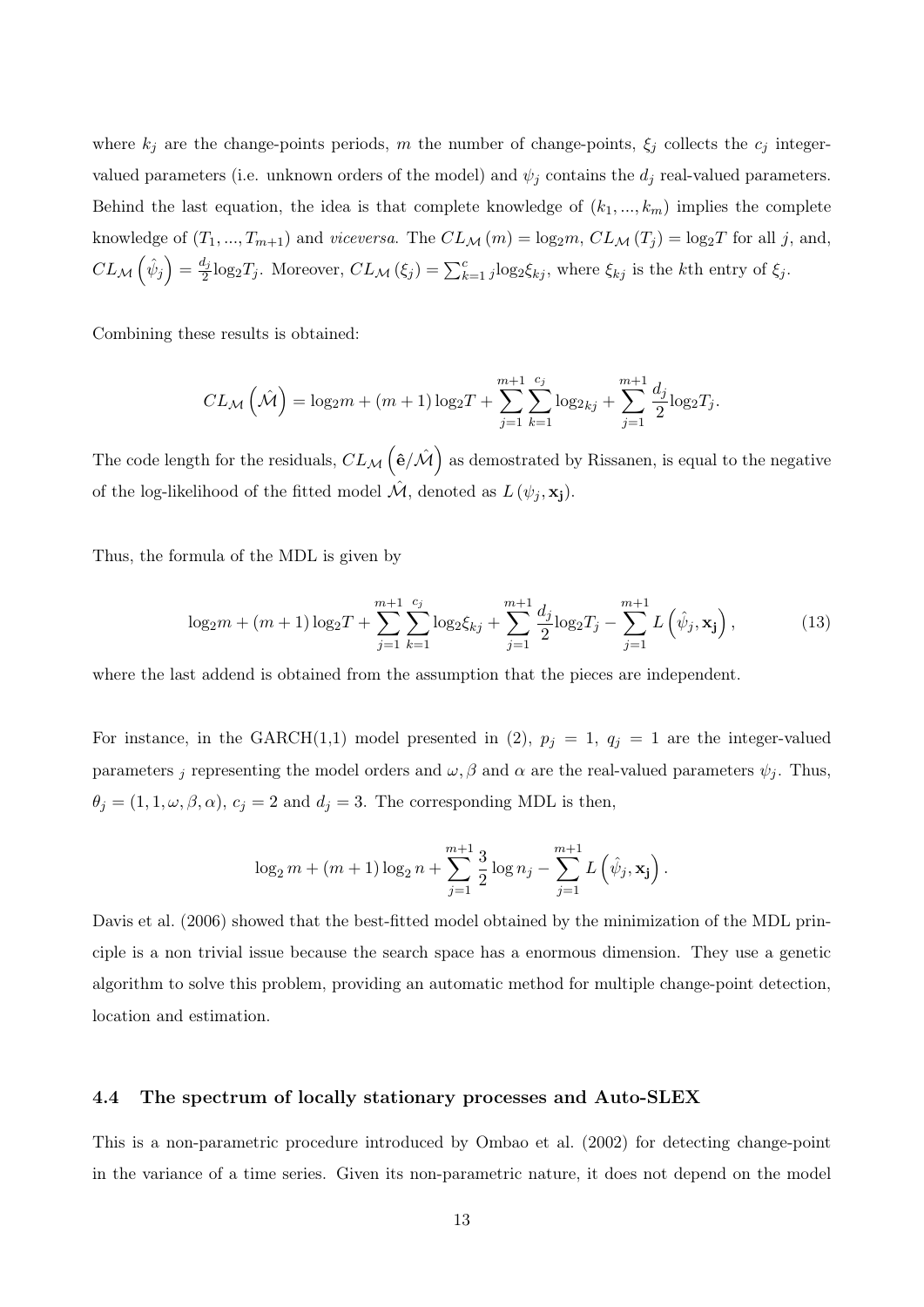where $k_j$ are the change-points periods, $m$ the number of change-points, $\xi_j$ collects the $c_j$ integer-valued parameters (i.e. unknown orders of the model) and $\psi_j$ contains the $d_j$ real-valued parameters. Behind the last equation, the idea is that complete knowledge of $(k_1, ..., k_m)$ implies the complete knowledge of $(T_1, ..., T_{m+1})$ and *viceversa*. The $CL_{\mathcal{M}}(m) = \log_2 m$, $CL_{\mathcal{M}}(T_j) = \log_2 T$ for all $j$, and, $CL_{\mathcal{M}}\left(\hat{\psi}_j\right) = \frac{d_j}{2}\log_2 T_j$. Moreover, $CL_{\mathcal{M}}(\xi_j) = \sum_{k=1}^{c} {}_j\log_2 \xi_{kj}$, where $\xi_{kj}$ is the $k$th entry of $\xi_j$.

Combining these results is obtained:

$$CL_{\mathcal{M}}\left(\hat{\mathcal{M}}\right) = \log_2 m + (m+1)\log_2 T + \sum_{j=1}^{m+1}\sum_{k=1}^{c_j}\log_{2kj} + \sum_{j=1}^{m+1}\frac{d_j}{2}\log_2 T_j.$$

The code length for the residuals, $CL_{\mathcal{M}}\left(\hat{\mathbf{e}}/\hat{\mathcal{M}}\right)$ as demostrated by Rissanen, is equal to the negative of the log-likelihood of the fitted model $\hat{\mathcal{M}}$, denoted as $L(\psi_j, \mathbf{x_j})$.

Thus, the formula of the MDL is given by

$$\log_2 m + (m+1)\log_2 T + \sum_{j=1}^{m+1}\sum_{k=1}^{c_j}\log_2 \xi_{kj} + \sum_{j=1}^{m+1}\frac{d_j}{2}\log_2 T_j - \sum_{j=1}^{m+1} L\left(\hat{\psi}_j, \mathbf{x_j}\right), \tag{13}$$

where the last addend is obtained from the assumption that the pieces are independent.

For instance, in the GARCH(1,1) model presented in (2), $p_j = 1$, $q_j = 1$ are the integer-valued parameters $_j$ representing the model orders and $\omega, \beta$ and $\alpha$ are the real-valued parameters $\psi_j$. Thus, $\theta_j = (1, 1, \omega, \beta, \alpha)$, $c_j = 2$ and $d_j = 3$. The corresponding MDL is then,

$$\log_2 m + (m+1)\log_2 n + \sum_{j=1}^{m+1}\frac{3}{2}\log n_j - \sum_{j=1}^{m+1} L\left(\hat{\psi}_j, \mathbf{x_j}\right).$$

Davis et al. (2006) showed that the best-fitted model obtained by the minimization of the MDL principle is a non trivial issue because the search space has a enormous dimension. They use a genetic algorithm to solve this problem, providing an automatic method for multiple change-point detection, location and estimation.

### 4.4 The spectrum of locally stationary processes and Auto-SLEX

This is a non-parametric procedure introduced by Ombao et al. (2002) for detecting change-point in the variance of a time series. Given its non-parametric nature, it does not depend on the model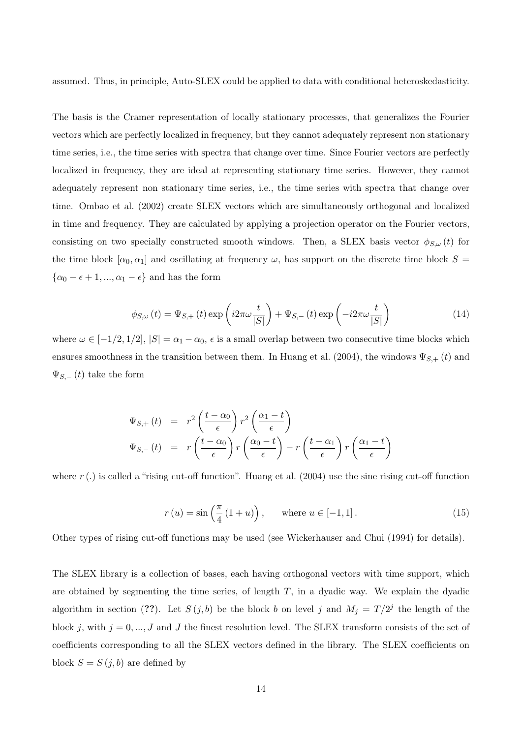assumed. Thus, in principle, Auto-SLEX could be applied to data with conditional heteroskedasticity.

The basis is the Cramer representation of locally stationary processes, that generalizes the Fourier vectors which are perfectly localized in frequency, but they cannot adequately represent non stationary time series, i.e., the time series with spectra that change over time. Since Fourier vectors are perfectly localized in frequency, they are ideal at representing stationary time series. However, they cannot adequately represent non stationary time series, i.e., the time series with spectra that change over time. Ombao et al. (2002) create SLEX vectors which are simultaneously orthogonal and localized in time and frequency. They are calculated by applying a projection operator on the Fourier vectors, consisting on two specially constructed smooth windows. Then, a SLEX basis vector $\phi_{S,\omega}(t)$ for the time block $[\alpha_0, \alpha_1]$ and oscillating at frequency $\omega$, has support on the discrete time block $S = \{\alpha_0 - \epsilon + 1, ..., \alpha_1 - \epsilon\}$ and has the form

$$\phi_{S,\omega}(t) = \Psi_{S,+}(t) \exp\left(i2\pi\omega\frac{t}{|S|}\right) + \Psi_{S,-}(t) \exp\left(-i2\pi\omega\frac{t}{|S|}\right) \tag{14}$$

where $\omega \in [-1/2, 1/2]$, $|S| = \alpha_1 - \alpha_0$, $\epsilon$ is a small overlap between two consecutive time blocks which ensures smoothness in the transition between them. In Huang et al. (2004), the windows $\Psi_{S,+}(t)$ and $\Psi_{S,-}(t)$ take the form

$$\begin{aligned}
\Psi_{S,+}(t) &= r^2\left(\frac{t-\alpha_0}{\epsilon}\right) r^2\left(\frac{\alpha_1 - t}{\epsilon}\right) \\
\Psi_{S,-}(t) &= r\left(\frac{t-\alpha_0}{\epsilon}\right) r\left(\frac{\alpha_0 - t}{\epsilon}\right) - r\left(\frac{t-\alpha_1}{\epsilon}\right) r\left(\frac{\alpha_1 - t}{\epsilon}\right)
\end{aligned}$$

where $r(.)$ is called a "rising cut-off function". Huang et al. (2004) use the sine rising cut-off function

$$r(u) = \sin\left(\frac{\pi}{4}(1+u)\right), \qquad \text{where } u \in [-1, 1]. \tag{15}$$

Other types of rising cut-off functions may be used (see Wickerhauser and Chui (1994) for details).

The SLEX library is a collection of bases, each having orthogonal vectors with time support, which are obtained by segmenting the time series, of length $T$, in a dyadic way. We explain the dyadic algorithm in section (**??**). Let $S(j, b)$ be the block $b$ on level $j$ and $M_j = T/2^j$ the length of the block $j$, with $j = 0, ..., J$ and $J$ the finest resolution level. The SLEX transform consists of the set of coefficients corresponding to all the SLEX vectors defined in the library. The SLEX coefficients on block $S = S(j, b)$ are defined by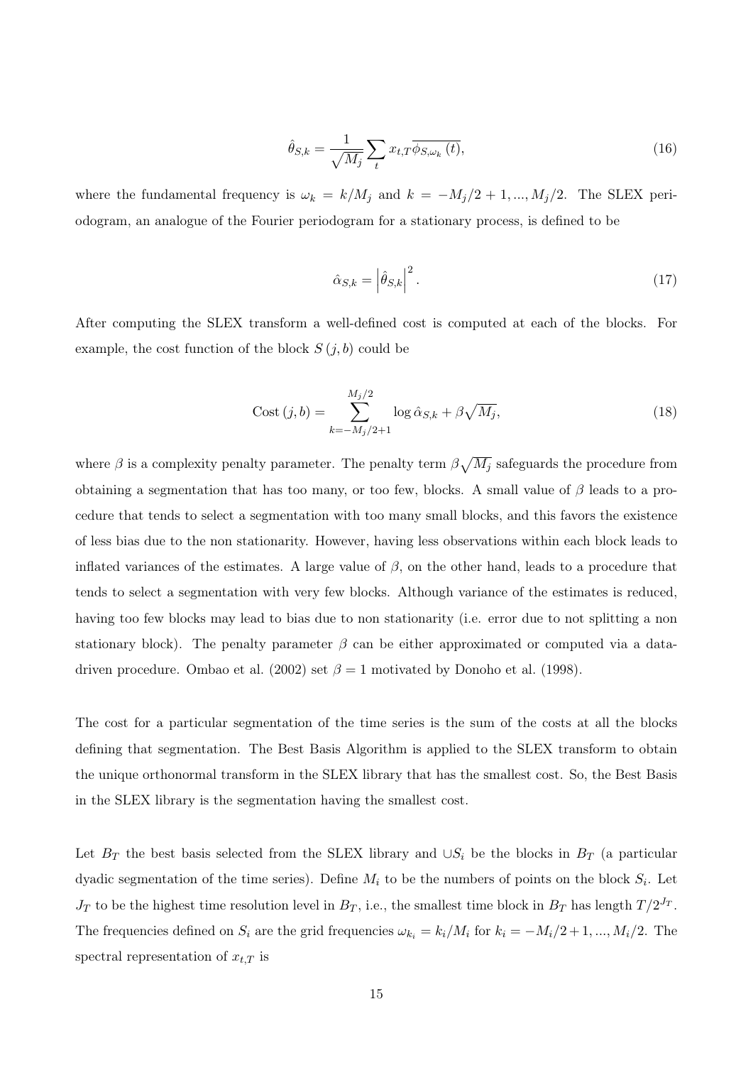$$\hat{\theta}_{S,k} = \frac{1}{\sqrt{M_j}} \sum_t x_{t,T} \overline{\phi_{S,\omega_k}(t)}, \tag{16}$$

where the fundamental frequency is $\omega_k = k/M_j$ and $k = -M_j/2 + 1, ..., M_j/2$. The SLEX periodogram, an analogue of the Fourier periodogram for a stationary process, is defined to be

$$\hat{\alpha}_{S,k} = \left|\hat{\theta}_{S,k}\right|^2. \tag{17}$$

After computing the SLEX transform a well-defined cost is computed at each of the blocks. For example, the cost function of the block $S(j,b)$ could be

$$\text{Cost}(j,b) = \sum_{k=-M_j/2+1}^{M_j/2} \log \hat{\alpha}_{S,k} + \beta\sqrt{M_j}, \tag{18}$$

where $\beta$ is a complexity penalty parameter. The penalty term $\beta\sqrt{M_j}$ safeguards the procedure from obtaining a segmentation that has too many, or too few, blocks. A small value of $\beta$ leads to a procedure that tends to select a segmentation with too many small blocks, and this favors the existence of less bias due to the non stationarity. However, having less observations within each block leads to inflated variances of the estimates. A large value of $\beta$, on the other hand, leads to a procedure that tends to select a segmentation with very few blocks. Although variance of the estimates is reduced, having too few blocks may lead to bias due to non stationarity (i.e. error due to not splitting a non stationary block). The penalty parameter $\beta$ can be either approximated or computed via a data-driven procedure. Ombao et al. (2002) set $\beta = 1$ motivated by Donoho et al. (1998).

The cost for a particular segmentation of the time series is the sum of the costs at all the blocks defining that segmentation. The Best Basis Algorithm is applied to the SLEX transform to obtain the unique orthonormal transform in the SLEX library that has the smallest cost. So, the Best Basis in the SLEX library is the segmentation having the smallest cost.

Let $B_T$ the best basis selected from the SLEX library and $\cup S_i$ be the blocks in $B_T$ (a particular dyadic segmentation of the time series). Define $M_i$ to be the numbers of points on the block $S_i$. Let $J_T$ to be the highest time resolution level in $B_T$, i.e., the smallest time block in $B_T$ has length $T/2^{J_T}$. The frequencies defined on $S_i$ are the grid frequencies $\omega_{k_i} = k_i/M_i$ for $k_i = -M_i/2+1, ..., M_i/2$. The spectral representation of $x_{t,T}$ is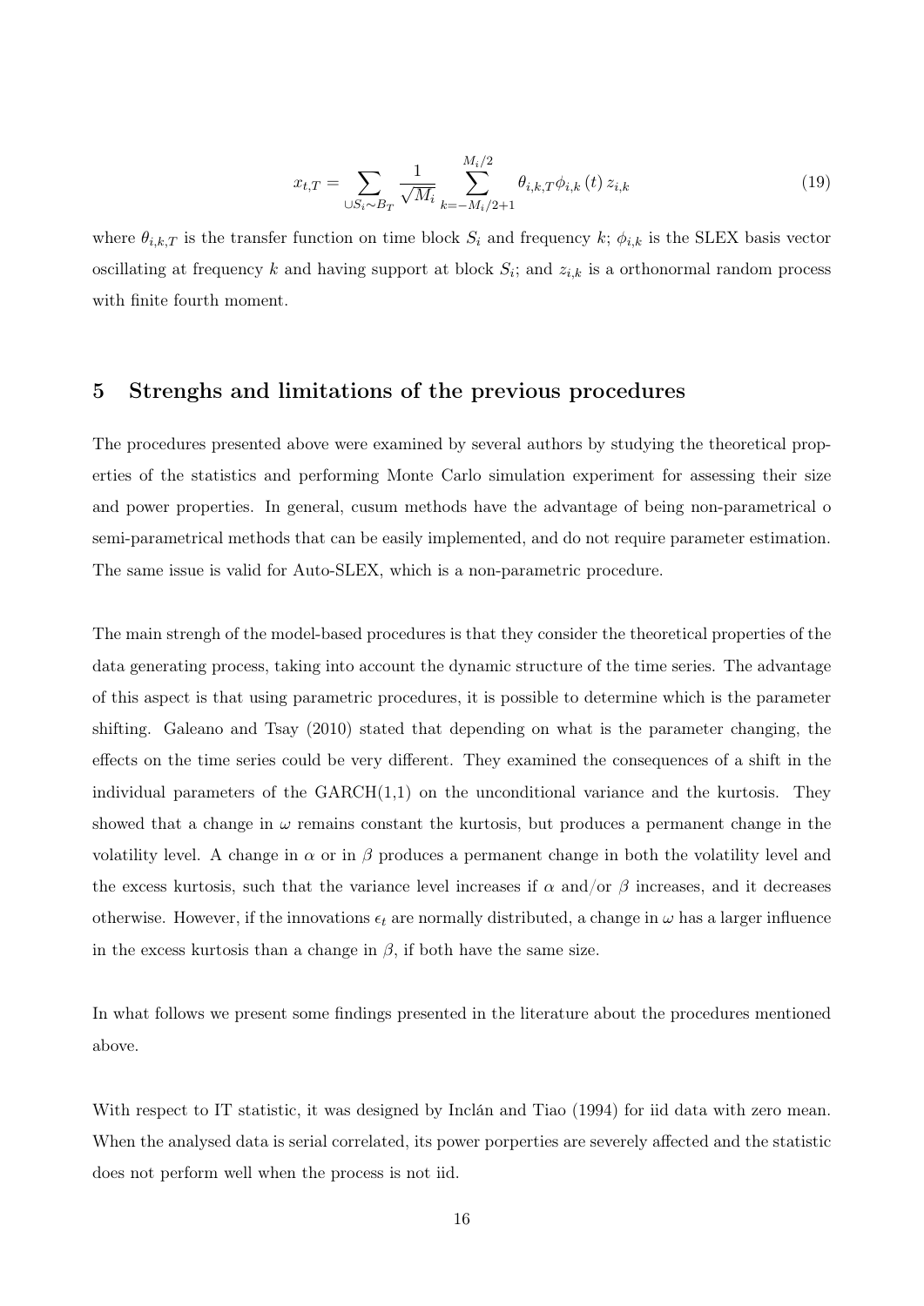$$x_{t,T} = \sum_{\cup S_i \sim B_T} \frac{1}{\sqrt{M_i}} \sum_{k=-M_i/2+1}^{M_i/2} \theta_{i,k,T} \phi_{i,k}(t) z_{i,k} \tag{19}$$

where $\theta_{i,k,T}$ is the transfer function on time block $S_i$ and frequency $k$; $\phi_{i,k}$ is the SLEX basis vector oscillating at frequency $k$ and having support at block $S_i$; and $z_{i,k}$ is a orthonormal random process with finite fourth moment.

# 5 Strenghs and limitations of the previous procedures

The procedures presented above were examined by several authors by studying the theoretical properties of the statistics and performing Monte Carlo simulation experiment for assessing their size and power properties. In general, cusum methods have the advantage of being non-parametrical o semi-parametrical methods that can be easily implemented, and do not require parameter estimation. The same issue is valid for Auto-SLEX, which is a non-parametric procedure.

The main strengh of the model-based procedures is that they consider the theoretical properties of the data generating process, taking into account the dynamic structure of the time series. The advantage of this aspect is that using parametric procedures, it is possible to determine which is the parameter shifting. Galeano and Tsay (2010) stated that depending on what is the parameter changing, the effects on the time series could be very different. They examined the consequences of a shift in the individual parameters of the GARCH(1,1) on the unconditional variance and the kurtosis. They showed that a change in $\omega$ remains constant the kurtosis, but produces a permanent change in the volatility level. A change in $\alpha$ or in $\beta$ produces a permanent change in both the volatility level and the excess kurtosis, such that the variance level increases if $\alpha$ and/or $\beta$ increases, and it decreases otherwise. However, if the innovations $\epsilon_t$ are normally distributed, a change in $\omega$ has a larger influence in the excess kurtosis than a change in $\beta$, if both have the same size.

In what follows we present some findings presented in the literature about the procedures mentioned above.

With respect to IT statistic, it was designed by Inclán and Tiao (1994) for iid data with zero mean. When the analysed data is serial correlated, its power porperties are severely affected and the statistic does not perform well when the process is not iid.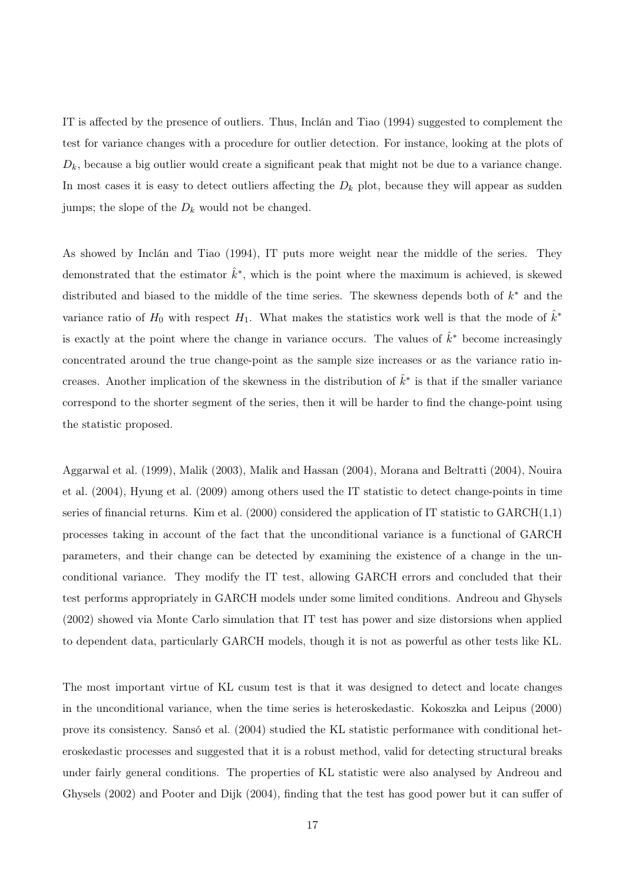IT is affected by the presence of outliers. Thus, Inclán and Tiao (1994) suggested to complement the test for variance changes with a procedure for outlier detection. For instance, looking at the plots of $D_k$, because a big outlier would create a significant peak that might not be due to a variance change. In most cases it is easy to detect outliers affecting the $D_k$ plot, because they will appear as sudden jumps; the slope of the $D_k$ would not be changed.

As showed by Inclán and Tiao (1994), IT puts more weight near the middle of the series. They demonstrated that the estimator $\hat{k}^*$, which is the point where the maximum is achieved, is skewed distributed and biased to the middle of the time series. The skewness depends both of $k^*$ and the variance ratio of $H_0$ with respect $H_1$. What makes the statistics work well is that the mode of $\hat{k}^*$ is exactly at the point where the change in variance occurs. The values of $\hat{k}^*$ become increasingly concentrated around the true change-point as the sample size increases or as the variance ratio increases. Another implication of the skewness in the distribution of $\hat{k}^*$ is that if the smaller variance correspond to the shorter segment of the series, then it will be harder to find the change-point using the statistic proposed.

Aggarwal et al. (1999), Malik (2003), Malik and Hassan (2004), Morana and Beltratti (2004), Nouira et al. (2004), Hyung et al. (2009) among others used the IT statistic to detect change-points in time series of financial returns. Kim et al. (2000) considered the application of IT statistic to GARCH(1,1) processes taking in account of the fact that the unconditional variance is a functional of GARCH parameters, and their change can be detected by examining the existence of a change in the unconditional variance. They modify the IT test, allowing GARCH errors and concluded that their test performs appropriately in GARCH models under some limited conditions. Andreou and Ghysels (2002) showed via Monte Carlo simulation that IT test has power and size distorsions when applied to dependent data, particularly GARCH models, though it is not as powerful as other tests like KL.

The most important virtue of KL cusum test is that it was designed to detect and locate changes in the unconditional variance, when the time series is heteroskedastic. Kokoszka and Leipus (2000) prove its consistency. Sansó et al. (2004) studied the KL statistic performance with conditional heteroskedastic processes and suggested that it is a robust method, valid for detecting structural breaks under fairly general conditions. The properties of KL statistic were also analysed by Andreou and Ghysels (2002) and Pooter and Dijk (2004), finding that the test has good power but it can suffer of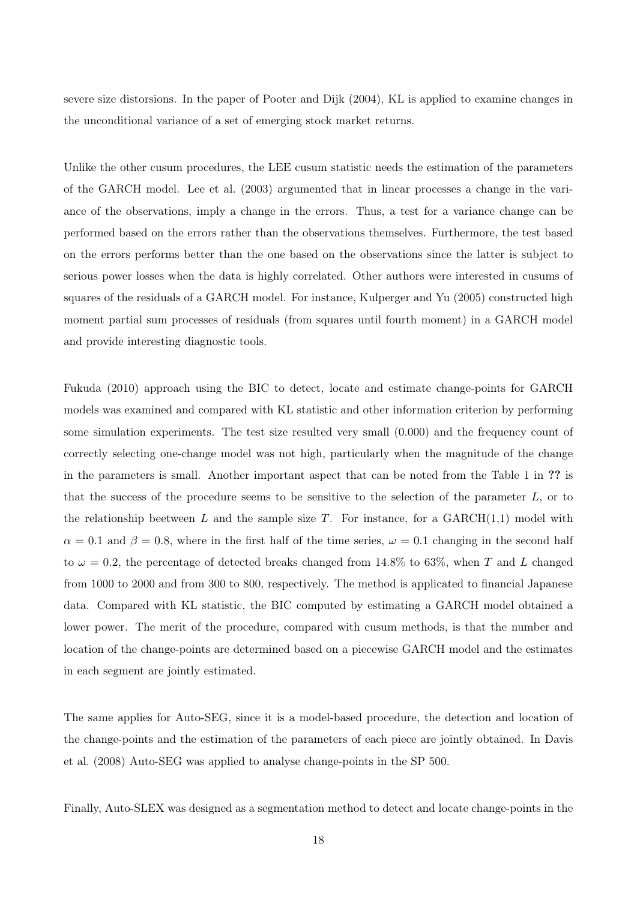severe size distorsions. In the paper of Pooter and Dijk (2004), KL is applied to examine changes in the unconditional variance of a set of emerging stock market returns.

Unlike the other cusum procedures, the LEE cusum statistic needs the estimation of the parameters of the GARCH model. Lee et al. (2003) argumented that in linear processes a change in the variance of the observations, imply a change in the errors. Thus, a test for a variance change can be performed based on the errors rather than the observations themselves. Furthermore, the test based on the errors performs better than the one based on the observations since the latter is subject to serious power losses when the data is highly correlated. Other authors were interested in cusums of squares of the residuals of a GARCH model. For instance, Kulperger and Yu (2005) constructed high moment partial sum processes of residuals (from squares until fourth moment) in a GARCH model and provide interesting diagnostic tools.

Fukuda (2010) approach using the BIC to detect, locate and estimate change-points for GARCH models was examined and compared with KL statistic and other information criterion by performing some simulation experiments. The test size resulted very small (0.000) and the frequency count of correctly selecting one-change model was not high, particularly when the magnitude of the change in the parameters is small. Another important aspect that can be noted from the Table 1 in **??** is that the success of the procedure seems to be sensitive to the selection of the parameter $L$, or to the relationship beetween $L$ and the sample size $T$. For instance, for a GARCH(1,1) model with $\alpha = 0.1$ and $\beta = 0.8$, where in the first half of the time series, $\omega = 0.1$ changing in the second half to $\omega = 0.2$, the percentage of detected breaks changed from 14.8% to 63%, when $T$ and $L$ changed from 1000 to 2000 and from 300 to 800, respectively. The method is applicated to financial Japanese data. Compared with KL statistic, the BIC computed by estimating a GARCH model obtained a lower power. The merit of the procedure, compared with cusum methods, is that the number and location of the change-points are determined based on a piecewise GARCH model and the estimates in each segment are jointly estimated.

The same applies for Auto-SEG, since it is a model-based procedure, the detection and location of the change-points and the estimation of the parameters of each piece are jointly obtained. In Davis et al. (2008) Auto-SEG was applied to analyse change-points in the SP 500.

Finally, Auto-SLEX was designed as a segmentation method to detect and locate change-points in the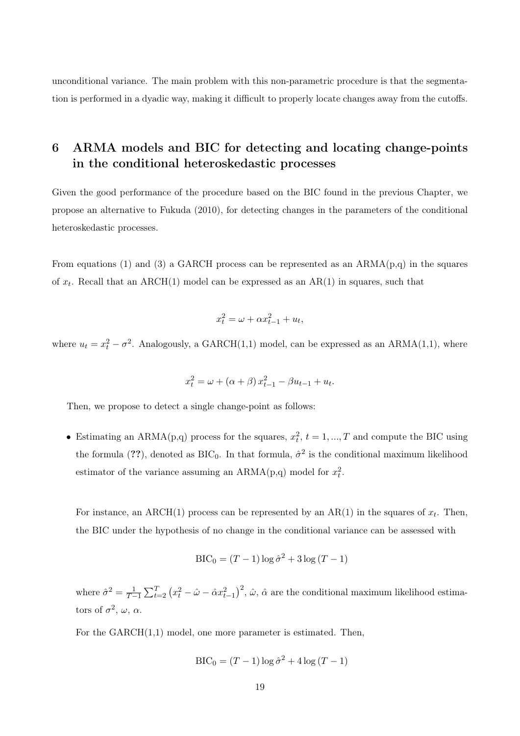unconditional variance. The main problem with this non-parametric procedure is that the segmentation is performed in a dyadic way, making it difficult to properly locate changes away from the cutoffs.

# 6 ARMA models and BIC for detecting and locating change-points in the conditional heteroskedastic processes

Given the good performance of the procedure based on the BIC found in the previous Chapter, we propose an alternative to Fukuda (2010), for detecting changes in the parameters of the conditional heteroskedastic processes.

From equations (1) and (3) a GARCH process can be represented as an ARMA(p,q) in the squares of $x_t$. Recall that an ARCH(1) model can be expressed as an AR(1) in squares, such that

$$x_t^2 = \omega + \alpha x_{t-1}^2 + u_t,$$

where $u_t = x_t^2 - \sigma^2$. Analogously, a GARCH(1,1) model, can be expressed as an ARMA(1,1), where

$$x_t^2 = \omega + (\alpha + \beta)\, x_{t-1}^2 - \beta u_{t-1} + u_t.$$

Then, we propose to detect a single change-point as follows:

- Estimating an ARMA(p,q) process for the squares, $x_t^2$, $t = 1, ..., T$ and compute the BIC using the formula (**??**), denoted as $\text{BIC}_0$. In that formula, $\hat{\sigma}^2$ is the conditional maximum likelihood estimator of the variance assuming an ARMA(p,q) model for $x_t^2$.

  For instance, an ARCH(1) process can be represented by an AR(1) in the squares of $x_t$. Then, the BIC under the hypothesis of no change in the conditional variance can be assessed with

  $$\text{BIC}_0 = (T-1)\log\hat{\sigma}^2 + 3\log(T-1)$$

  where $\hat{\sigma}^2 = \frac{1}{T-1}\sum_{t=2}^{T}\left(x_t^2 - \hat{\omega} - \hat{\alpha}x_{t-1}^2\right)^2$, $\hat{\omega}$, $\hat{\alpha}$ are the conditional maximum likelihood estimators of $\sigma^2$, $\omega$, $\alpha$.

  For the GARCH(1,1) model, one more parameter is estimated. Then,

  $$\text{BIC}_0 = (T-1)\log\hat{\sigma}^2 + 4\log(T-1)$$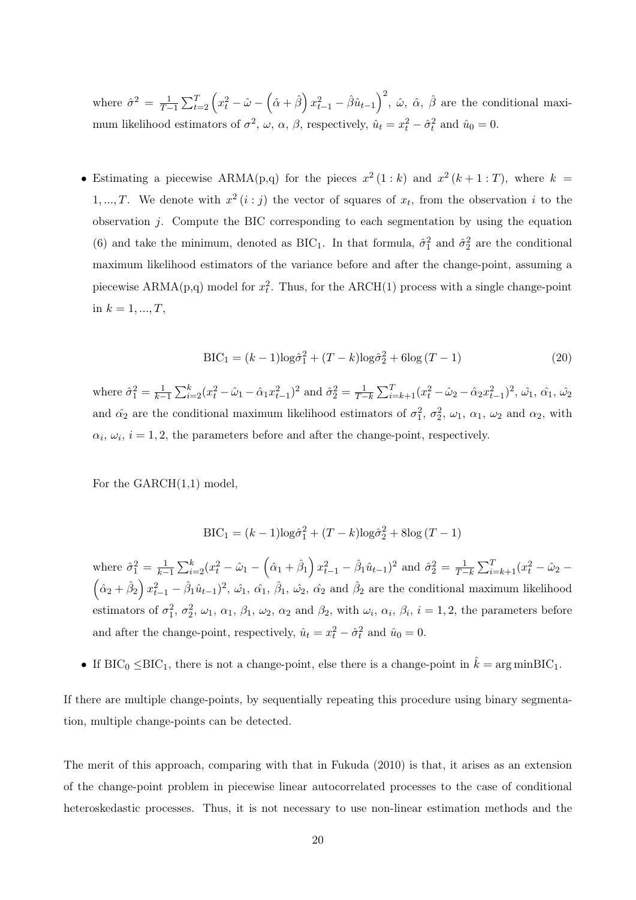where $\hat{\sigma}^2 = \frac{1}{T-1}\sum_{t=2}^{T}\left(x_t^2 - \hat{\omega} - \left(\hat{\alpha}+\hat{\beta}\right)x_{t-1}^2 - \hat{\beta}\hat{u}_{t-1}\right)^2$, $\hat{\omega}$, $\hat{\alpha}$, $\hat{\beta}$ are the conditional maximum likelihood estimators of $\sigma^2$, $\omega$, $\alpha$, $\beta$, respectively, $\hat{u}_t = x_t^2 - \hat{\sigma}_t^2$ and $\hat{u}_0 = 0$.

- Estimating a piecewise ARMA(p,q) for the pieces $x^2(1:k)$ and $x^2(k+1:T)$, where $k = 1,...,T$. We denote with $x^2(i:j)$ the vector of squares of $x_t$, from the observation $i$ to the observation $j$. Compute the BIC corresponding to each segmentation by using the equation (6) and take the minimum, denoted as $\text{BIC}_1$. In that formula, $\hat{\sigma}_1^2$ and $\hat{\sigma}_2^2$ are the conditional maximum likelihood estimators of the variance before and after the change-point, assuming a piecewise ARMA(p,q) model for $x_t^2$. Thus, for the ARCH(1) process with a single change-point in $k = 1,...,T$,

$$\text{BIC}_1 = (k-1)\log\hat{\sigma}_1^2 + (T-k)\log\hat{\sigma}_2^2 + 6\log(T-1) \tag{20}$$

where $\hat{\sigma}_1^2 = \frac{1}{k-1}\sum_{i=2}^{k}(x_t^2 - \hat{\omega}_1 - \hat{\alpha}_1 x_{t-1}^2)^2$ and $\hat{\sigma}_2^2 = \frac{1}{T-k}\sum_{i=k+1}^{T}(x_t^2 - \hat{\omega}_2 - \hat{\alpha}_2 x_{t-1}^2)^2$, $\hat{\omega}_1$, $\hat{\alpha}_1$, $\hat{\omega}_2$ and $\hat{\alpha}_2$ are the conditional maximum likelihood estimators of $\sigma_1^2$, $\sigma_2^2$, $\omega_1$, $\alpha_1$, $\omega_2$ and $\alpha_2$, with $\alpha_i$, $\omega_i$, $i = 1,2$, the parameters before and after the change-point, respectively.

For the GARCH(1,1) model,

$$\text{BIC}_1 = (k-1)\log\hat{\sigma}_1^2 + (T-k)\log\hat{\sigma}_2^2 + 8\log(T-1)$$

where $\hat{\sigma}_1^2 = \frac{1}{k-1}\sum_{i=2}^{k}(x_t^2 - \hat{\omega}_1 - \left(\hat{\alpha}_1+\hat{\beta}_1\right)x_{t-1}^2 - \hat{\beta}_1\hat{u}_{t-1})^2$ and $\hat{\sigma}_2^2 = \frac{1}{T-k}\sum_{i=k+1}^{T}(x_t^2 - \hat{\omega}_2 - \left(\hat{\alpha}_2+\hat{\beta}_2\right)x_{t-1}^2 - \hat{\beta}_1\hat{u}_{t-1})^2$, $\hat{\omega}_1$, $\hat{\alpha}_1$, $\hat{\beta}_1$, $\hat{\omega}_2$, $\hat{\alpha}_2$ and $\hat{\beta}_2$ are the conditional maximum likelihood estimators of $\sigma_1^2$, $\sigma_2^2$, $\omega_1$, $\alpha_1$, $\beta_1$, $\omega_2$, $\alpha_2$ and $\beta_2$, with $\omega_i$, $\alpha_i$, $\beta_i$, $i = 1,2$, the parameters before and after the change-point, respectively, $\hat{u}_t = x_t^2 - \hat{\sigma}_t^2$ and $\hat{u}_0 = 0$.

- If $\text{BIC}_0 \leq \text{BIC}_1$, there is not a change-point, else there is a change-point in $\hat{k} = \arg\min \text{BIC}_1$.

If there are multiple change-points, by sequentially repeating this procedure using binary segmentation, multiple change-points can be detected.

The merit of this approach, comparing with that in Fukuda (2010) is that, it arises as an extension of the change-point problem in piecewise linear autocorrelated processes to the case of conditional heteroskedastic processes. Thus, it is not necessary to use non-linear estimation methods and the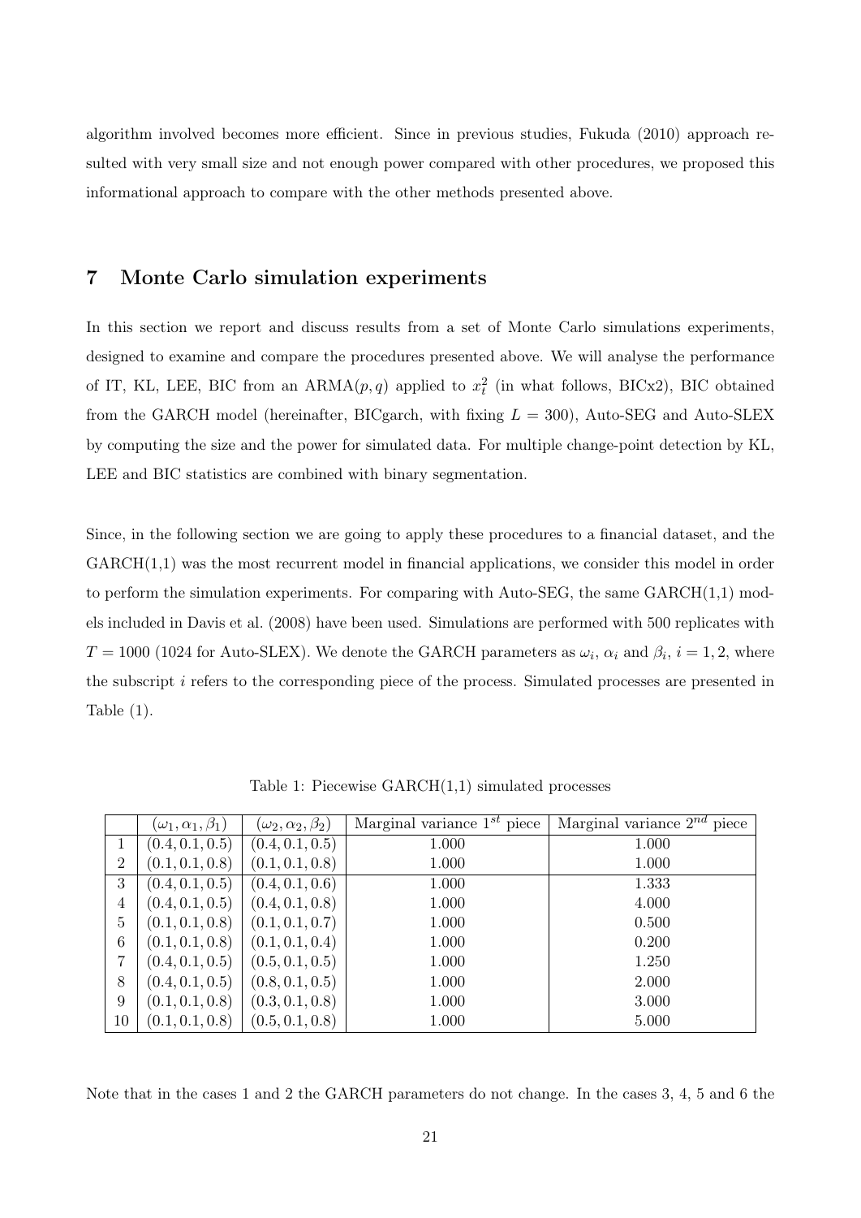algorithm involved becomes more efficient. Since in previous studies, Fukuda (2010) approach resulted with very small size and not enough power compared with other procedures, we proposed this informational approach to compare with the other methods presented above.

## 7 Monte Carlo simulation experiments

In this section we report and discuss results from a set of Monte Carlo simulations experiments, designed to examine and compare the procedures presented above. We will analyse the performance of IT, KL, LEE, BIC from an ARMA$(p, q)$ applied to $x_t^2$ (in what follows, BICx2), BIC obtained from the GARCH model (hereinafter, BICgarch, with fixing $L = 300$), Auto-SEG and Auto-SLEX by computing the size and the power for simulated data. For multiple change-point detection by KL, LEE and BIC statistics are combined with binary segmentation.

Since, in the following section we are going to apply these procedures to a financial dataset, and the GARCH(1,1) was the most recurrent model in financial applications, we consider this model in order to perform the simulation experiments. For comparing with Auto-SEG, the same GARCH(1,1) models included in Davis et al. (2008) have been used. Simulations are performed with 500 replicates with $T = 1000$ (1024 for Auto-SLEX). We denote the GARCH parameters as $\omega_i$, $\alpha_i$ and $\beta_i$, $i = 1, 2$, where the subscript $i$ refers to the corresponding piece of the process. Simulated processes are presented in Table (1).

Table 1: Piecewise GARCH(1,1) simulated processes

| | $(\omega_1, \alpha_1, \beta_1)$ | $(\omega_2, \alpha_2, \beta_2)$ | Marginal variance $1^{st}$ piece | Marginal variance $2^{nd}$ piece |
|---|---|---|---|---|
| 1 | $(0.4, 0.1, 0.5)$ | $(0.4, 0.1, 0.5)$ | 1.000 | 1.000 |
| 2 | $(0.1, 0.1, 0.8)$ | $(0.1, 0.1, 0.8)$ | 1.000 | 1.000 |
| 3 | $(0.4, 0.1, 0.5)$ | $(0.4, 0.1, 0.6)$ | 1.000 | 1.333 |
| 4 | $(0.4, 0.1, 0.5)$ | $(0.4, 0.1, 0.8)$ | 1.000 | 4.000 |
| 5 | $(0.1, 0.1, 0.8)$ | $(0.1, 0.1, 0.7)$ | 1.000 | 0.500 |
| 6 | $(0.1, 0.1, 0.8)$ | $(0.1, 0.1, 0.4)$ | 1.000 | 0.200 |
| 7 | $(0.4, 0.1, 0.5)$ | $(0.5, 0.1, 0.5)$ | 1.000 | 1.250 |
| 8 | $(0.4, 0.1, 0.5)$ | $(0.8, 0.1, 0.5)$ | 1.000 | 2.000 |
| 9 | $(0.1, 0.1, 0.8)$ | $(0.3, 0.1, 0.8)$ | 1.000 | 3.000 |
| 10 | $(0.1, 0.1, 0.8)$ | $(0.5, 0.1, 0.8)$ | 1.000 | 5.000 |

Note that in the cases 1 and 2 the GARCH parameters do not change. In the cases 3, 4, 5 and 6 the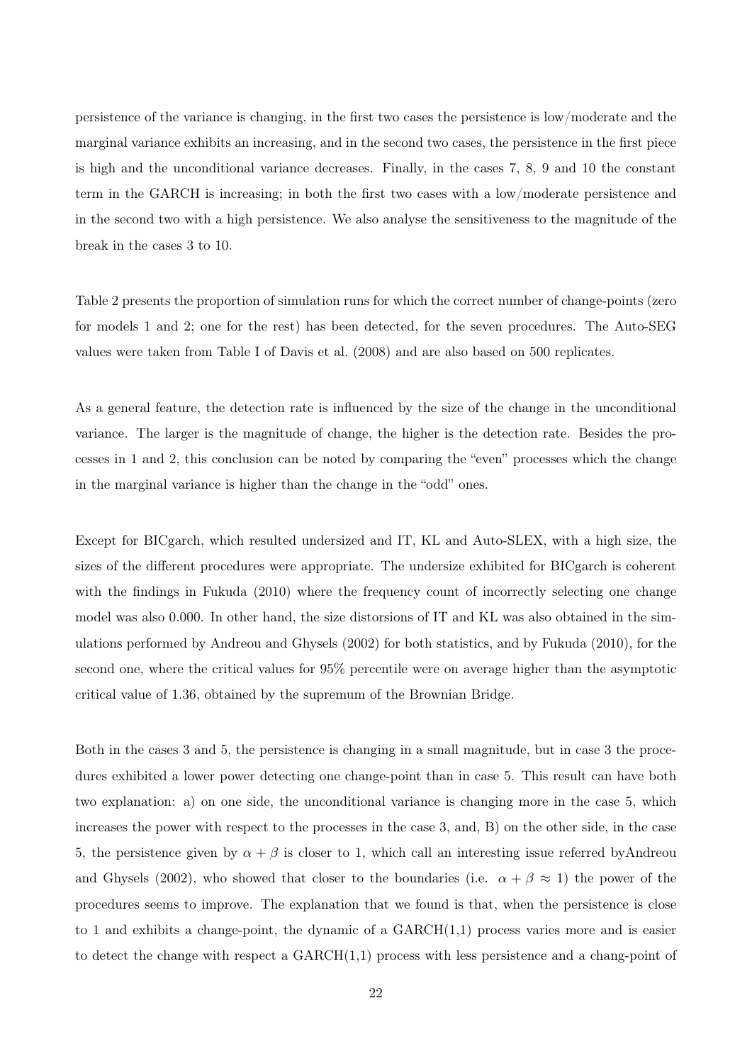persistence of the variance is changing, in the first two cases the persistence is low/moderate and the marginal variance exhibits an increasing, and in the second two cases, the persistence in the first piece is high and the unconditional variance decreases. Finally, in the cases 7, 8, 9 and 10 the constant term in the GARCH is increasing; in both the first two cases with a low/moderate persistence and in the second two with a high persistence. We also analyse the sensitiveness to the magnitude of the break in the cases 3 to 10.

Table 2 presents the proportion of simulation runs for which the correct number of change-points (zero for models 1 and 2; one for the rest) has been detected, for the seven procedures. The Auto-SEG values were taken from Table I of Davis et al. (2008) and are also based on 500 replicates.

As a general feature, the detection rate is influenced by the size of the change in the unconditional variance. The larger is the magnitude of change, the higher is the detection rate. Besides the processes in 1 and 2, this conclusion can be noted by comparing the "even" processes which the change in the marginal variance is higher than the change in the "odd" ones.

Except for BICgarch, which resulted undersized and IT, KL and Auto-SLEX, with a high size, the sizes of the different procedures were appropriate. The undersize exhibited for BICgarch is coherent with the findings in Fukuda (2010) where the frequency count of incorrectly selecting one change model was also 0.000. In other hand, the size distorsions of IT and KL was also obtained in the simulations performed by Andreou and Ghysels (2002) for both statistics, and by Fukuda (2010), for the second one, where the critical values for 95% percentile were on average higher than the asymptotic critical value of 1.36, obtained by the supremum of the Brownian Bridge.

Both in the cases 3 and 5, the persistence is changing in a small magnitude, but in case 3 the procedures exhibited a lower power detecting one change-point than in case 5. This result can have both two explanation: a) on one side, the unconditional variance is changing more in the case 5, which increases the power with respect to the processes in the case 3, and, B) on the other side, in the case 5, the persistence given by $\alpha + \beta$ is closer to 1, which call an interesting issue referred byAndreou and Ghysels (2002), who showed that closer to the boundaries (i.e. $\alpha + \beta \approx 1$) the power of the procedures seems to improve. The explanation that we found is that, when the persistence is close to 1 and exhibits a change-point, the dynamic of a GARCH(1,1) process varies more and is easier to detect the change with respect a GARCH(1,1) process with less persistence and a chang-point of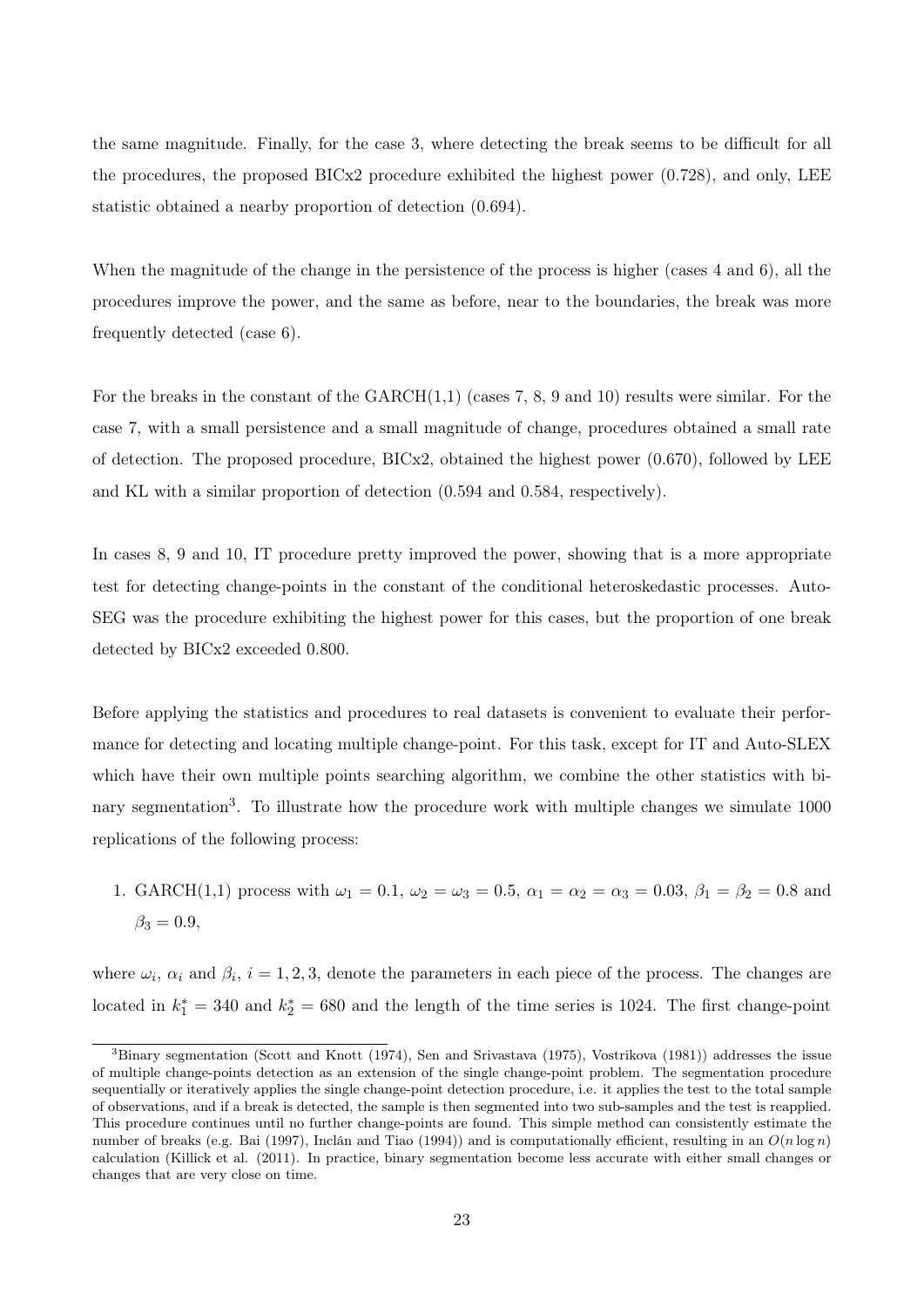the same magnitude. Finally, for the case 3, where detecting the break seems to be difficult for all the procedures, the proposed BICx2 procedure exhibited the highest power (0.728), and only, LEE statistic obtained a nearby proportion of detection (0.694).

When the magnitude of the change in the persistence of the process is higher (cases 4 and 6), all the procedures improve the power, and the same as before, near to the boundaries, the break was more frequently detected (case 6).

For the breaks in the constant of the GARCH(1,1) (cases 7, 8, 9 and 10) results were similar. For the case 7, with a small persistence and a small magnitude of change, procedures obtained a small rate of detection. The proposed procedure, BICx2, obtained the highest power (0.670), followed by LEE and KL with a similar proportion of detection (0.594 and 0.584, respectively).

In cases 8, 9 and 10, IT procedure pretty improved the power, showing that is a more appropriate test for detecting change-points in the constant of the conditional heteroskedastic processes. Auto-SEG was the procedure exhibiting the highest power for this cases, but the proportion of one break detected by BICx2 exceeded 0.800.

Before applying the statistics and procedures to real datasets is convenient to evaluate their performance for detecting and locating multiple change-point. For this task, except for IT and Auto-SLEX which have their own multiple points searching algorithm, we combine the other statistics with binary segmentation[3]. To illustrate how the procedure work with multiple changes we simulate 1000 replications of the following process:

1. GARCH(1,1) process with $\omega_1 = 0.1$, $\omega_2 = \omega_3 = 0.5$, $\alpha_1 = \alpha_2 = \alpha_3 = 0.03$, $\beta_1 = \beta_2 = 0.8$ and $\beta_3 = 0.9$,

where $\omega_i$, $\alpha_i$ and $\beta_i$, $i = 1, 2, 3$, denote the parameters in each piece of the process. The changes are located in $k_1^* = 340$ and $k_2^* = 680$ and the length of the time series is 1024. The first change-point

[3]Binary segmentation (Scott and Knott (1974), Sen and Srivastava (1975), Vostrikova (1981)) addresses the issue of multiple change-points detection as an extension of the single change-point problem. The segmentation procedure sequentially or iteratively applies the single change-point detection procedure, i.e. it applies the test to the total sample of observations, and if a break is detected, the sample is then segmented into two sub-samples and the test is reapplied. This procedure continues until no further change-points are found. This simple method can consistently estimate the number of breaks (e.g. Bai (1997), Inclán and Tiao (1994)) and is computationally efficient, resulting in an $O(n \log n)$ calculation (Killick et al. (2011). In practice, binary segmentation become less accurate with either small changes or changes that are very close on time.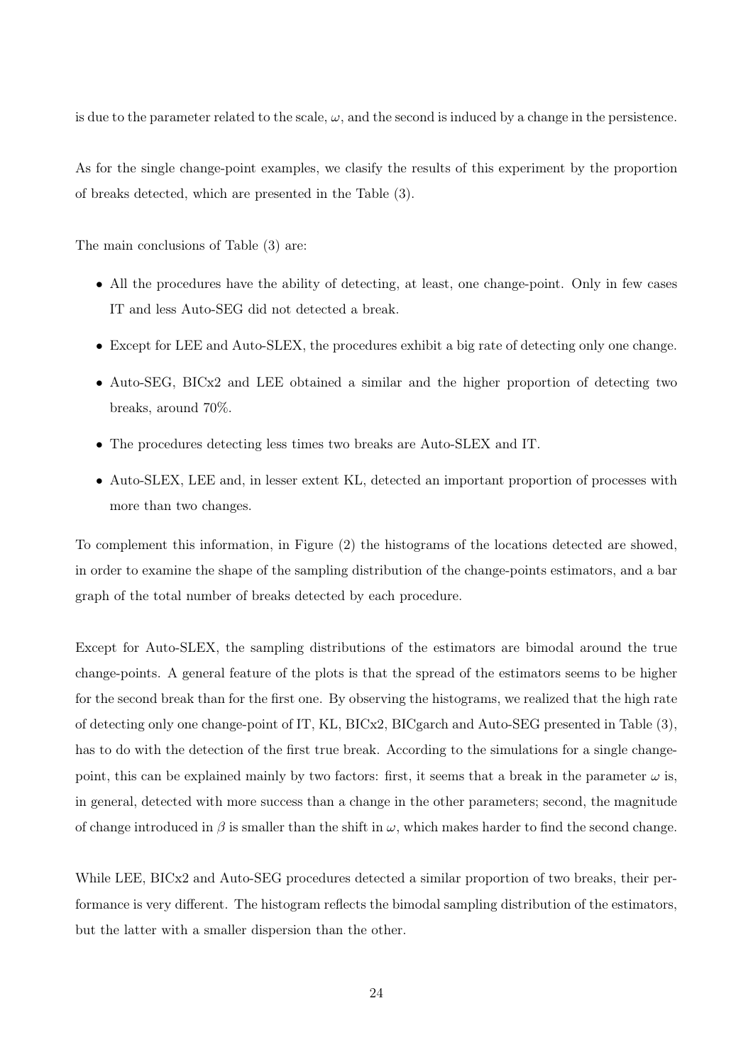is due to the parameter related to the scale, $\omega$, and the second is induced by a change in the persistence.

As for the single change-point examples, we clasify the results of this experiment by the proportion of breaks detected, which are presented in the Table (3).

The main conclusions of Table (3) are:

- All the procedures have the ability of detecting, at least, one change-point. Only in few cases IT and less Auto-SEG did not detected a break.
- Except for LEE and Auto-SLEX, the procedures exhibit a big rate of detecting only one change.
- Auto-SEG, BICx2 and LEE obtained a similar and the higher proportion of detecting two breaks, around 70%.
- The procedures detecting less times two breaks are Auto-SLEX and IT.
- Auto-SLEX, LEE and, in lesser extent KL, detected an important proportion of processes with more than two changes.

To complement this information, in Figure (2) the histograms of the locations detected are showed, in order to examine the shape of the sampling distribution of the change-points estimators, and a bar graph of the total number of breaks detected by each procedure.

Except for Auto-SLEX, the sampling distributions of the estimators are bimodal around the true change-points. A general feature of the plots is that the spread of the estimators seems to be higher for the second break than for the first one. By observing the histograms, we realized that the high rate of detecting only one change-point of IT, KL, BICx2, BICgarch and Auto-SEG presented in Table (3), has to do with the detection of the first true break. According to the simulations for a single change-point, this can be explained mainly by two factors: first, it seems that a break in the parameter $\omega$ is, in general, detected with more success than a change in the other parameters; second, the magnitude of change introduced in $\beta$ is smaller than the shift in $\omega$, which makes harder to find the second change.

While LEE, BICx2 and Auto-SEG procedures detected a similar proportion of two breaks, their performance is very different. The histogram reflects the bimodal sampling distribution of the estimators, but the latter with a smaller dispersion than the other.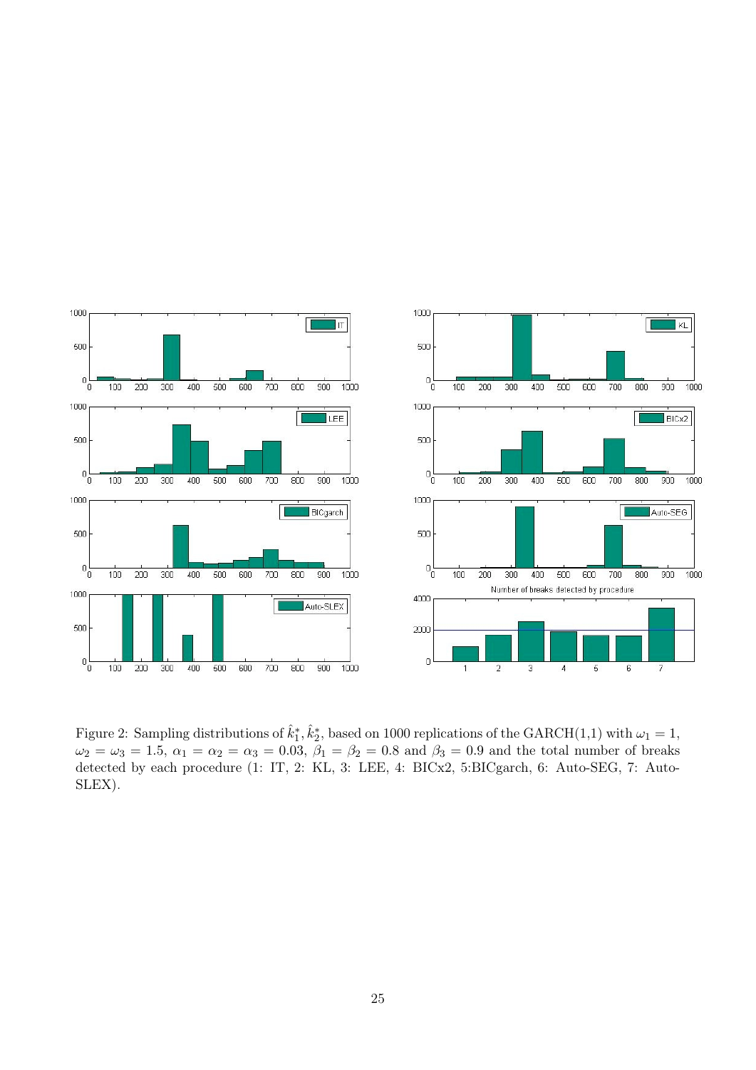Figure 2: Sampling distributions of $\hat{k}_1^*, \hat{k}_2^*$, based on 1000 replications of the GARCH(1,1) with $\omega_1 = 1$, $\omega_2 = \omega_3 = 1.5$, $\alpha_1 = \alpha_2 = \alpha_3 = 0.03$, $\beta_1 = \beta_2 = 0.8$ and $\beta_3 = 0.9$ and the total number of breaks detected by each procedure (1: IT, 2: KL, 3: LEE, 4: BICx2, 5:BICgarch, 6: Auto-SEG, 7: Auto-SLEX).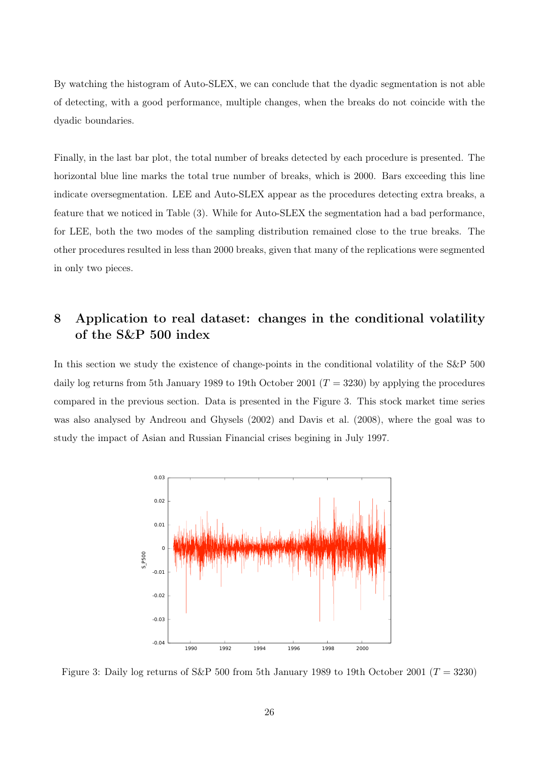By watching the histogram of Auto-SLEX, we can conclude that the dyadic segmentation is not able of detecting, with a good performance, multiple changes, when the breaks do not coincide with the dyadic boundaries.

Finally, in the last bar plot, the total number of breaks detected by each procedure is presented. The horizontal blue line marks the total true number of breaks, which is 2000. Bars exceeding this line indicate oversegmentation. LEE and Auto-SLEX appear as the procedures detecting extra breaks, a feature that we noticed in Table (3). While for Auto-SLEX the segmentation had a bad performance, for LEE, both the two modes of the sampling distribution remained close to the true breaks. The other procedures resulted in less than 2000 breaks, given that many of the replications were segmented in only two pieces.

# 8 Application to real dataset: changes in the conditional volatility of the S&P 500 index

In this section we study the existence of change-points in the conditional volatility of the S&P 500 daily log returns from 5th January 1989 to 19th October 2001 ($T = 3230$) by applying the procedures compared in the previous section. Data is presented in the Figure 3. This stock market time series was also analysed by Andreou and Ghysels (2002) and Davis et al. (2008), where the goal was to study the impact of Asian and Russian Financial crises begining in July 1997.

Figure 3: Daily log returns of S&P 500 from 5th January 1989 to 19th October 2001 ($T = 3230$)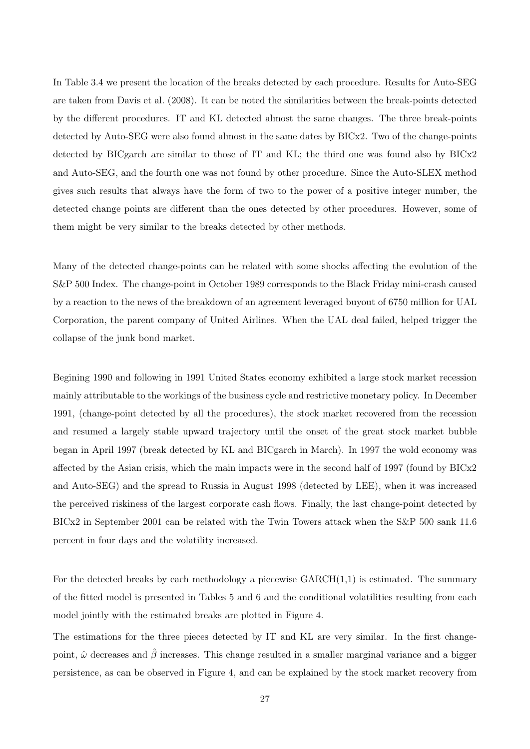In Table 3.4 we present the location of the breaks detected by each procedure. Results for Auto-SEG are taken from Davis et al. (2008). It can be noted the similarities between the break-points detected by the different procedures. IT and KL detected almost the same changes. The three break-points detected by Auto-SEG were also found almost in the same dates by BICx2. Two of the change-points detected by BICgarch are similar to those of IT and KL; the third one was found also by BICx2 and Auto-SEG, and the fourth one was not found by other procedure. Since the Auto-SLEX method gives such results that always have the form of two to the power of a positive integer number, the detected change points are different than the ones detected by other procedures. However, some of them might be very similar to the breaks detected by other methods.

Many of the detected change-points can be related with some shocks affecting the evolution of the S&P 500 Index. The change-point in October 1989 corresponds to the Black Friday mini-crash caused by a reaction to the news of the breakdown of an agreement leveraged buyout of 6750 million for UAL Corporation, the parent company of United Airlines. When the UAL deal failed, helped trigger the collapse of the junk bond market.

Begining 1990 and following in 1991 United States economy exhibited a large stock market recession mainly attributable to the workings of the business cycle and restrictive monetary policy. In December 1991, (change-point detected by all the procedures), the stock market recovered from the recession and resumed a largely stable upward trajectory until the onset of the great stock market bubble began in April 1997 (break detected by KL and BICgarch in March). In 1997 the wold economy was affected by the Asian crisis, which the main impacts were in the second half of 1997 (found by BICx2 and Auto-SEG) and the spread to Russia in August 1998 (detected by LEE), when it was increased the perceived riskiness of the largest corporate cash flows. Finally, the last change-point detected by BICx2 in September 2001 can be related with the Twin Towers attack when the S&P 500 sank 11.6 percent in four days and the volatility increased.

For the detected breaks by each methodology a piecewise GARCH(1,1) is estimated. The summary of the fitted model is presented in Tables 5 and 6 and the conditional volatilities resulting from each model jointly with the estimated breaks are plotted in Figure 4.

The estimations for the three pieces detected by IT and KL are very similar. In the first change-point, $\hat{\omega}$ decreases and $\hat{\beta}$ increases. This change resulted in a smaller marginal variance and a bigger persistence, as can be observed in Figure 4, and can be explained by the stock market recovery from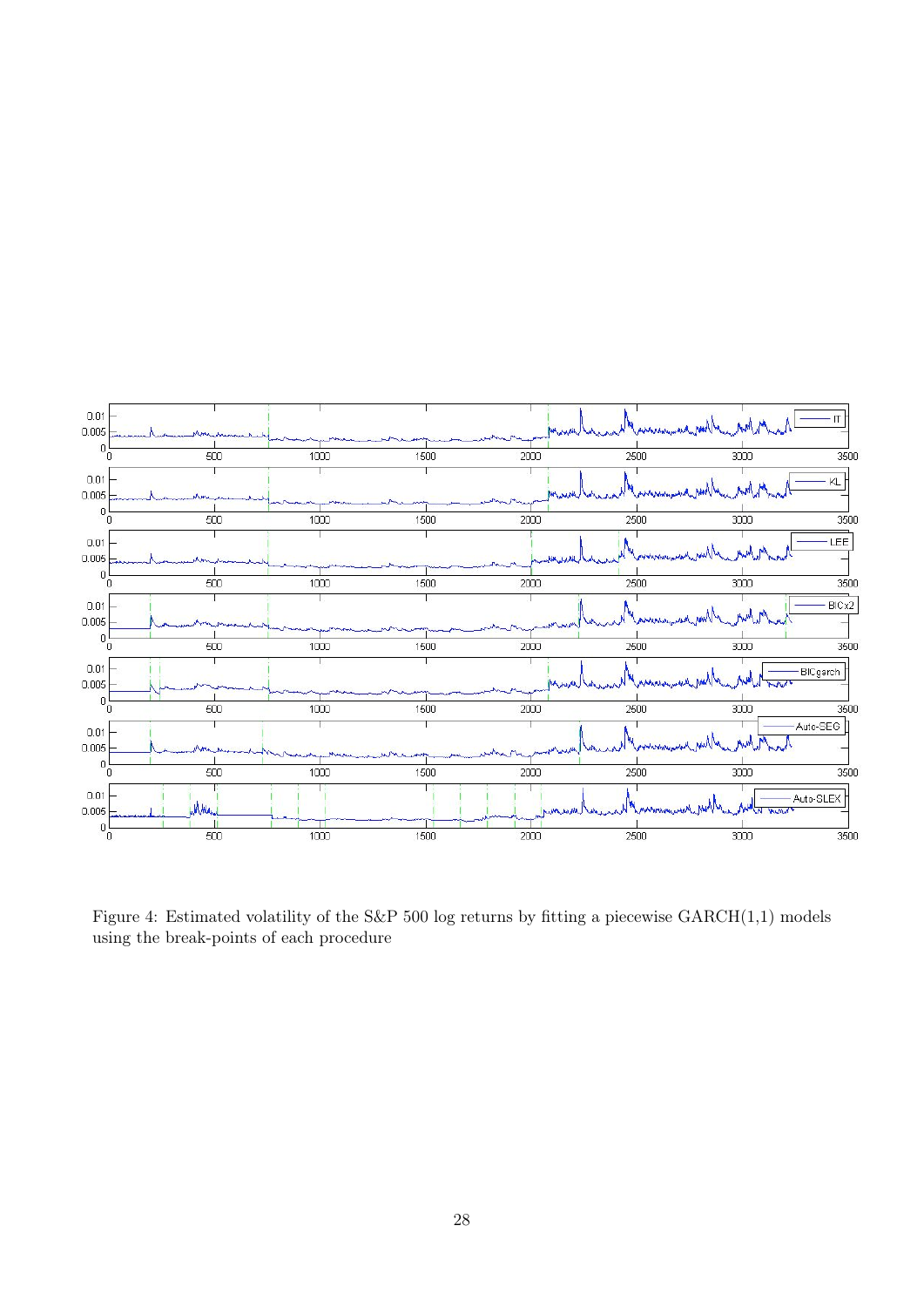Figure 4: Estimated volatility of the S&P 500 log returns by fitting a piecewise GARCH(1,1) models using the break-points of each procedure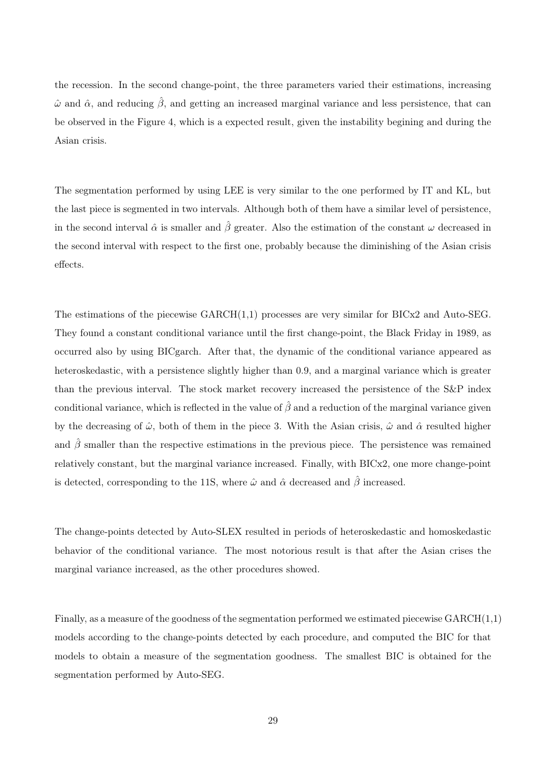the recession. In the second change-point, the three parameters varied their estimations, increasing $\hat{\omega}$ and $\hat{\alpha}$, and reducing $\hat{\beta}$, and getting an increased marginal variance and less persistence, that can be observed in the Figure 4, which is a expected result, given the instability begining and during the Asian crisis.

The segmentation performed by using LEE is very similar to the one performed by IT and KL, but the last piece is segmented in two intervals. Although both of them have a similar level of persistence, in the second interval $\hat{\alpha}$ is smaller and $\hat{\beta}$ greater. Also the estimation of the constant $\omega$ decreased in the second interval with respect to the first one, probably because the diminishing of the Asian crisis effects.

The estimations of the piecewise GARCH(1,1) processes are very similar for BICx2 and Auto-SEG. They found a constant conditional variance until the first change-point, the Black Friday in 1989, as occurred also by using BICgarch. After that, the dynamic of the conditional variance appeared as heteroskedastic, with a persistence slightly higher than 0.9, and a marginal variance which is greater than the previous interval. The stock market recovery increased the persistence of the S&P index conditional variance, which is reflected in the value of $\hat{\beta}$ and a reduction of the marginal variance given by the decreasing of $\hat{\omega}$, both of them in the piece 3. With the Asian crisis, $\hat{\omega}$ and $\hat{\alpha}$ resulted higher and $\hat{\beta}$ smaller than the respective estimations in the previous piece. The persistence was remained relatively constant, but the marginal variance increased. Finally, with BICx2, one more change-point is detected, corresponding to the 11S, where $\hat{\omega}$ and $\hat{\alpha}$ decreased and $\hat{\beta}$ increased.

The change-points detected by Auto-SLEX resulted in periods of heteroskedastic and homoskedastic behavior of the conditional variance. The most notorious result is that after the Asian crises the marginal variance increased, as the other procedures showed.

Finally, as a measure of the goodness of the segmentation performed we estimated piecewise GARCH(1,1) models according to the change-points detected by each procedure, and computed the BIC for that models to obtain a measure of the segmentation goodness. The smallest BIC is obtained for the segmentation performed by Auto-SEG.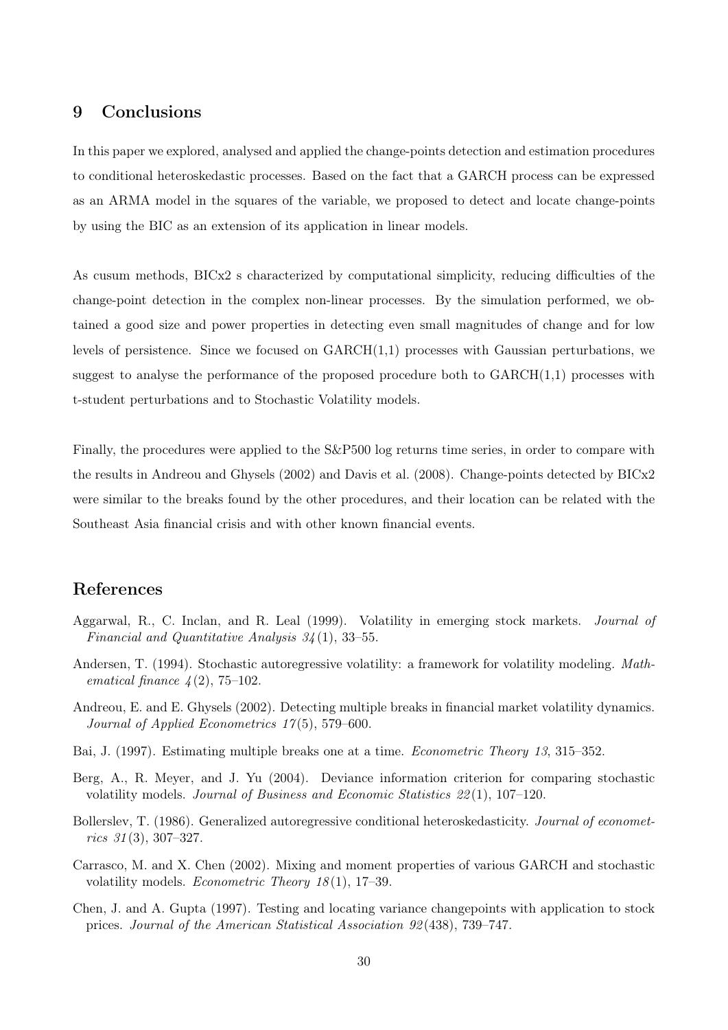## 9 Conclusions

In this paper we explored, analysed and applied the change-points detection and estimation procedures to conditional heteroskedastic processes. Based on the fact that a GARCH process can be expressed as an ARMA model in the squares of the variable, we proposed to detect and locate change-points by using the BIC as an extension of its application in linear models.

As cusum methods, BICx2 s characterized by computational simplicity, reducing difficulties of the change-point detection in the complex non-linear processes. By the simulation performed, we obtained a good size and power properties in detecting even small magnitudes of change and for low levels of persistence. Since we focused on GARCH(1,1) processes with Gaussian perturbations, we suggest to analyse the performance of the proposed procedure both to GARCH(1,1) processes with t-student perturbations and to Stochastic Volatility models.

Finally, the procedures were applied to the S&P500 log returns time series, in order to compare with the results in Andreou and Ghysels (2002) and Davis et al. (2008). Change-points detected by BICx2 were similar to the breaks found by the other procedures, and their location can be related with the Southeast Asia financial crisis and with other known financial events.

## References

Aggarwal, R., C. Inclan, and R. Leal (1999). Volatility in emerging stock markets. *Journal of Financial and Quantitative Analysis 34*(1), 33–55.

Andersen, T. (1994). Stochastic autoregressive volatility: a framework for volatility modeling. *Mathematical finance 4*(2), 75–102.

Andreou, E. and E. Ghysels (2002). Detecting multiple breaks in financial market volatility dynamics. *Journal of Applied Econometrics 17*(5), 579–600.

Bai, J. (1997). Estimating multiple breaks one at a time. *Econometric Theory 13*, 315–352.

Berg, A., R. Meyer, and J. Yu (2004). Deviance information criterion for comparing stochastic volatility models. *Journal of Business and Economic Statistics 22*(1), 107–120.

Bollerslev, T. (1986). Generalized autoregressive conditional heteroskedasticity. *Journal of econometrics 31*(3), 307–327.

Carrasco, M. and X. Chen (2002). Mixing and moment properties of various GARCH and stochastic volatility models. *Econometric Theory 18*(1), 17–39.

Chen, J. and A. Gupta (1997). Testing and locating variance changepoints with application to stock prices. *Journal of the American Statistical Association 92*(438), 739–747.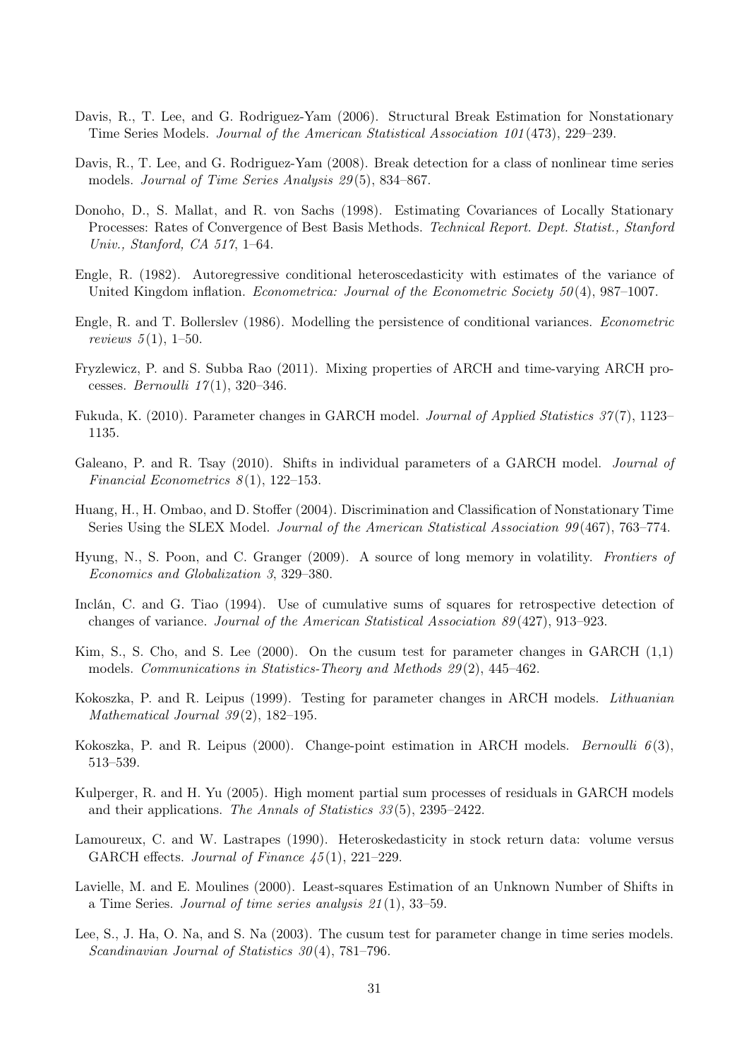Davis, R., T. Lee, and G. Rodriguez-Yam (2006). Structural Break Estimation for Nonstationary Time Series Models. *Journal of the American Statistical Association 101*(473), 229–239.

Davis, R., T. Lee, and G. Rodriguez-Yam (2008). Break detection for a class of nonlinear time series models. *Journal of Time Series Analysis 29*(5), 834–867.

Donoho, D., S. Mallat, and R. von Sachs (1998). Estimating Covariances of Locally Stationary Processes: Rates of Convergence of Best Basis Methods. *Technical Report. Dept. Statist., Stanford Univ., Stanford, CA 517*, 1–64.

Engle, R. (1982). Autoregressive conditional heteroscedasticity with estimates of the variance of United Kingdom inflation. *Econometrica: Journal of the Econometric Society 50*(4), 987–1007.

Engle, R. and T. Bollerslev (1986). Modelling the persistence of conditional variances. *Econometric reviews 5*(1), 1–50.

Fryzlewicz, P. and S. Subba Rao (2011). Mixing properties of ARCH and time-varying ARCH processes. *Bernoulli 17*(1), 320–346.

Fukuda, K. (2010). Parameter changes in GARCH model. *Journal of Applied Statistics 37*(7), 1123–1135.

Galeano, P. and R. Tsay (2010). Shifts in individual parameters of a GARCH model. *Journal of Financial Econometrics 8*(1), 122–153.

Huang, H., H. Ombao, and D. Stoffer (2004). Discrimination and Classification of Nonstationary Time Series Using the SLEX Model. *Journal of the American Statistical Association 99*(467), 763–774.

Hyung, N., S. Poon, and C. Granger (2009). A source of long memory in volatility. *Frontiers of Economics and Globalization 3*, 329–380.

Inclán, C. and G. Tiao (1994). Use of cumulative sums of squares for retrospective detection of changes of variance. *Journal of the American Statistical Association 89*(427), 913–923.

Kim, S., S. Cho, and S. Lee (2000). On the cusum test for parameter changes in GARCH (1,1) models. *Communications in Statistics-Theory and Methods 29*(2), 445–462.

Kokoszka, P. and R. Leipus (1999). Testing for parameter changes in ARCH models. *Lithuanian Mathematical Journal 39*(2), 182–195.

Kokoszka, P. and R. Leipus (2000). Change-point estimation in ARCH models. *Bernoulli 6*(3), 513–539.

Kulperger, R. and H. Yu (2005). High moment partial sum processes of residuals in GARCH models and their applications. *The Annals of Statistics 33*(5), 2395–2422.

Lamoureux, C. and W. Lastrapes (1990). Heteroskedasticity in stock return data: volume versus GARCH effects. *Journal of Finance 45*(1), 221–229.

Lavielle, M. and E. Moulines (2000). Least-squares Estimation of an Unknown Number of Shifts in a Time Series. *Journal of time series analysis 21*(1), 33–59.

Lee, S., J. Ha, O. Na, and S. Na (2003). The cusum test for parameter change in time series models. *Scandinavian Journal of Statistics 30*(4), 781–796.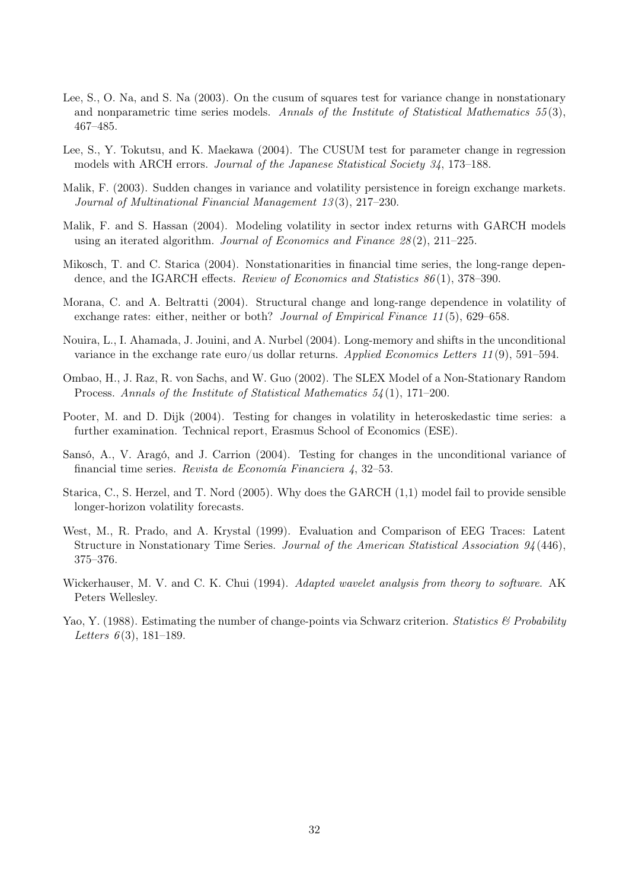Lee, S., O. Na, and S. Na (2003). On the cusum of squares test for variance change in nonstationary and nonparametric time series models. *Annals of the Institute of Statistical Mathematics 55*(3), 467–485.

Lee, S., Y. Tokutsu, and K. Maekawa (2004). The CUSUM test for parameter change in regression models with ARCH errors. *Journal of the Japanese Statistical Society 34*, 173–188.

Malik, F. (2003). Sudden changes in variance and volatility persistence in foreign exchange markets. *Journal of Multinational Financial Management 13*(3), 217–230.

Malik, F. and S. Hassan (2004). Modeling volatility in sector index returns with GARCH models using an iterated algorithm. *Journal of Economics and Finance 28*(2), 211–225.

Mikosch, T. and C. Starica (2004). Nonstationarities in financial time series, the long-range dependence, and the IGARCH effects. *Review of Economics and Statistics 86*(1), 378–390.

Morana, C. and A. Beltratti (2004). Structural change and long-range dependence in volatility of exchange rates: either, neither or both? *Journal of Empirical Finance 11*(5), 629–658.

Nouira, L., I. Ahamada, J. Jouini, and A. Nurbel (2004). Long-memory and shifts in the unconditional variance in the exchange rate euro/us dollar returns. *Applied Economics Letters 11*(9), 591–594.

Ombao, H., J. Raz, R. von Sachs, and W. Guo (2002). The SLEX Model of a Non-Stationary Random Process. *Annals of the Institute of Statistical Mathematics 54*(1), 171–200.

Pooter, M. and D. Dijk (2004). Testing for changes in volatility in heteroskedastic time series: a further examination. Technical report, Erasmus School of Economics (ESE).

Sansó, A., V. Aragó, and J. Carrion (2004). Testing for changes in the unconditional variance of financial time series. *Revista de Economía Financiera 4*, 32–53.

Starica, C., S. Herzel, and T. Nord (2005). Why does the GARCH (1,1) model fail to provide sensible longer-horizon volatility forecasts.

West, M., R. Prado, and A. Krystal (1999). Evaluation and Comparison of EEG Traces: Latent Structure in Nonstationary Time Series. *Journal of the American Statistical Association 94*(446), 375–376.

Wickerhauser, M. V. and C. K. Chui (1994). *Adapted wavelet analysis from theory to software*. AK Peters Wellesley.

Yao, Y. (1988). Estimating the number of change-points via Schwarz criterion. *Statistics & Probability Letters 6*(3), 181–189.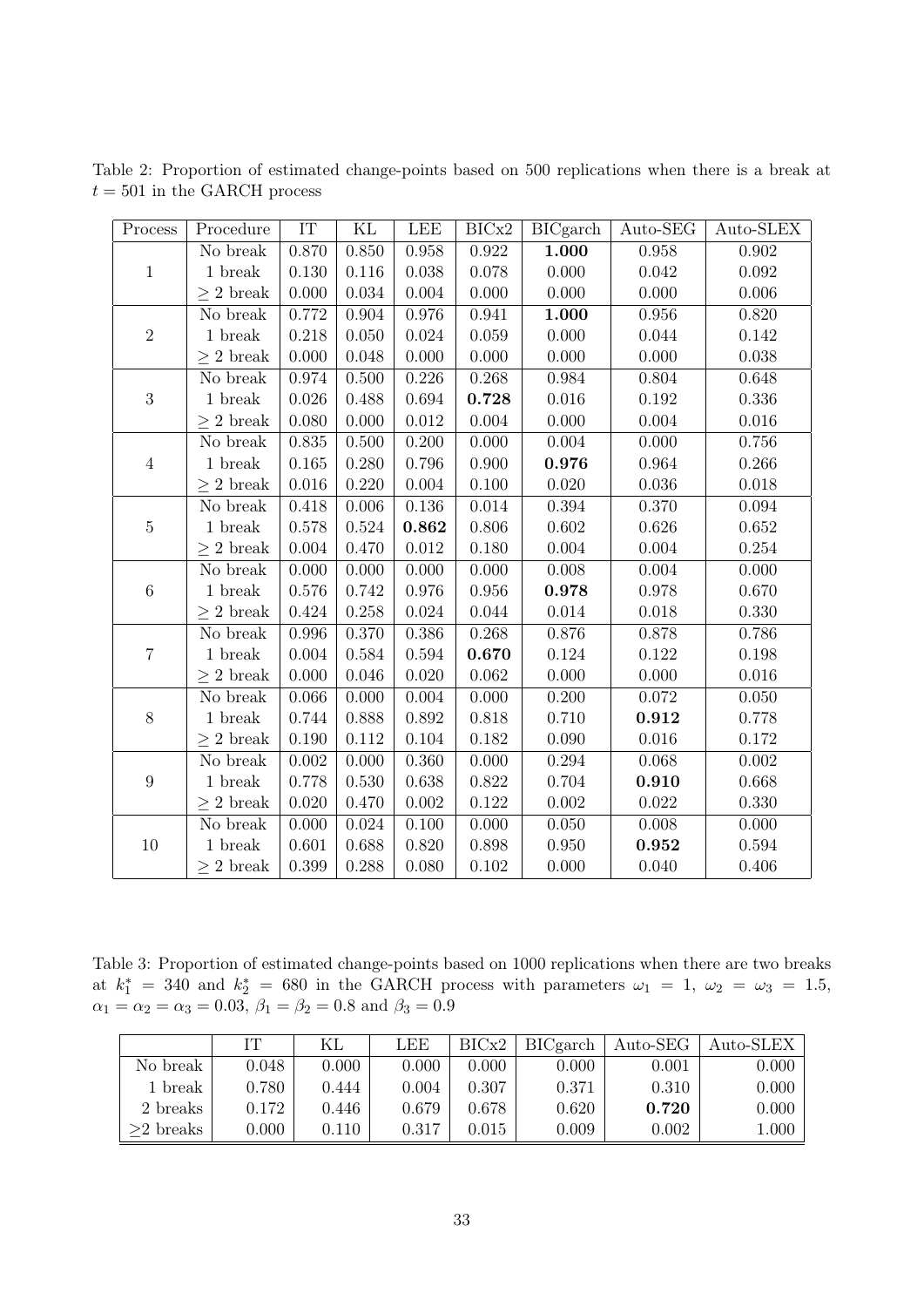Table 2: Proportion of estimated change-points based on 500 replications when there is a break at $t = 501$ in the GARCH process

| Process | Procedure | IT | KL | LEE | BICx2 | BICgarch | Auto-SEG | Auto-SLEX |
|---|---|---|---|---|---|---|---|---|
| 1 | No break | 0.870 | 0.850 | 0.958 | 0.922 | **1.000** | 0.958 | 0.902 |
| | 1 break | 0.130 | 0.116 | 0.038 | 0.078 | 0.000 | 0.042 | 0.092 |
| | $\geq 2$ break | 0.000 | 0.034 | 0.004 | 0.000 | 0.000 | 0.000 | 0.006 |
| 2 | No break | 0.772 | 0.904 | 0.976 | 0.941 | **1.000** | 0.956 | 0.820 |
| | 1 break | 0.218 | 0.050 | 0.024 | 0.059 | 0.000 | 0.044 | 0.142 |
| | $\geq 2$ break | 0.000 | 0.048 | 0.000 | 0.000 | 0.000 | 0.000 | 0.038 |
| 3 | No break | 0.974 | 0.500 | 0.226 | 0.268 | 0.984 | 0.804 | 0.648 |
| | 1 break | 0.026 | 0.488 | 0.694 | **0.728** | 0.016 | 0.192 | 0.336 |
| | $\geq 2$ break | 0.080 | 0.000 | 0.012 | 0.004 | 0.000 | 0.004 | 0.016 |
| 4 | No break | 0.835 | 0.500 | 0.200 | 0.000 | 0.004 | 0.000 | 0.756 |
| | 1 break | 0.165 | 0.280 | 0.796 | 0.900 | **0.976** | 0.964 | 0.266 |
| | $\geq 2$ break | 0.016 | 0.220 | 0.004 | 0.100 | 0.020 | 0.036 | 0.018 |
| 5 | No break | 0.418 | 0.006 | 0.136 | 0.014 | 0.394 | 0.370 | 0.094 |
| | 1 break | 0.578 | 0.524 | **0.862** | 0.806 | 0.602 | 0.626 | 0.652 |
| | $\geq 2$ break | 0.004 | 0.470 | 0.012 | 0.180 | 0.004 | 0.004 | 0.254 |
| 6 | No break | 0.000 | 0.000 | 0.000 | 0.000 | 0.008 | 0.004 | 0.000 |
| | 1 break | 0.576 | 0.742 | 0.976 | 0.956 | **0.978** | 0.978 | 0.670 |
| | $\geq 2$ break | 0.424 | 0.258 | 0.024 | 0.044 | 0.014 | 0.018 | 0.330 |
| 7 | No break | 0.996 | 0.370 | 0.386 | 0.268 | 0.876 | 0.878 | 0.786 |
| | 1 break | 0.004 | 0.584 | 0.594 | **0.670** | 0.124 | 0.122 | 0.198 |
| | $\geq 2$ break | 0.000 | 0.046 | 0.020 | 0.062 | 0.000 | 0.000 | 0.016 |
| 8 | No break | 0.066 | 0.000 | 0.004 | 0.000 | 0.200 | 0.072 | 0.050 |
| | 1 break | 0.744 | 0.888 | 0.892 | 0.818 | 0.710 | **0.912** | 0.778 |
| | $\geq 2$ break | 0.190 | 0.112 | 0.104 | 0.182 | 0.090 | 0.016 | 0.172 |
| 9 | No break | 0.002 | 0.000 | 0.360 | 0.000 | 0.294 | 0.068 | 0.002 |
| | 1 break | 0.778 | 0.530 | 0.638 | 0.822 | 0.704 | **0.910** | 0.668 |
| | $\geq 2$ break | 0.020 | 0.470 | 0.002 | 0.122 | 0.002 | 0.022 | 0.330 |
| 10 | No break | 0.000 | 0.024 | 0.100 | 0.000 | 0.050 | 0.008 | 0.000 |
| | 1 break | 0.601 | 0.688 | 0.820 | 0.898 | 0.950 | **0.952** | 0.594 |
| | $\geq 2$ break | 0.399 | 0.288 | 0.080 | 0.102 | 0.000 | 0.040 | 0.406 |

Table 3: Proportion of estimated change-points based on 1000 replications when there are two breaks at $k_1^* = 340$ and $k_2^* = 680$ in the GARCH process with parameters $\omega_1 = 1$, $\omega_2 = \omega_3 = 1.5$, $\alpha_1 = \alpha_2 = \alpha_3 = 0.03$, $\beta_1 = \beta_2 = 0.8$ and $\beta_3 = 0.9$

| | IT | KL | LEE | BICx2 | BICgarch | Auto-SEG | Auto-SLEX |
|---|---|---|---|---|---|---|---|
| No break | 0.048 | 0.000 | 0.000 | 0.000 | 0.000 | 0.001 | 0.000 |
| 1 break | 0.780 | 0.444 | 0.004 | 0.307 | 0.371 | 0.310 | 0.000 |
| 2 breaks | 0.172 | 0.446 | 0.679 | 0.678 | 0.620 | **0.720** | 0.000 |
| $\geq$2 breaks | 0.000 | 0.110 | 0.317 | 0.015 | 0.009 | 0.002 | 1.000 |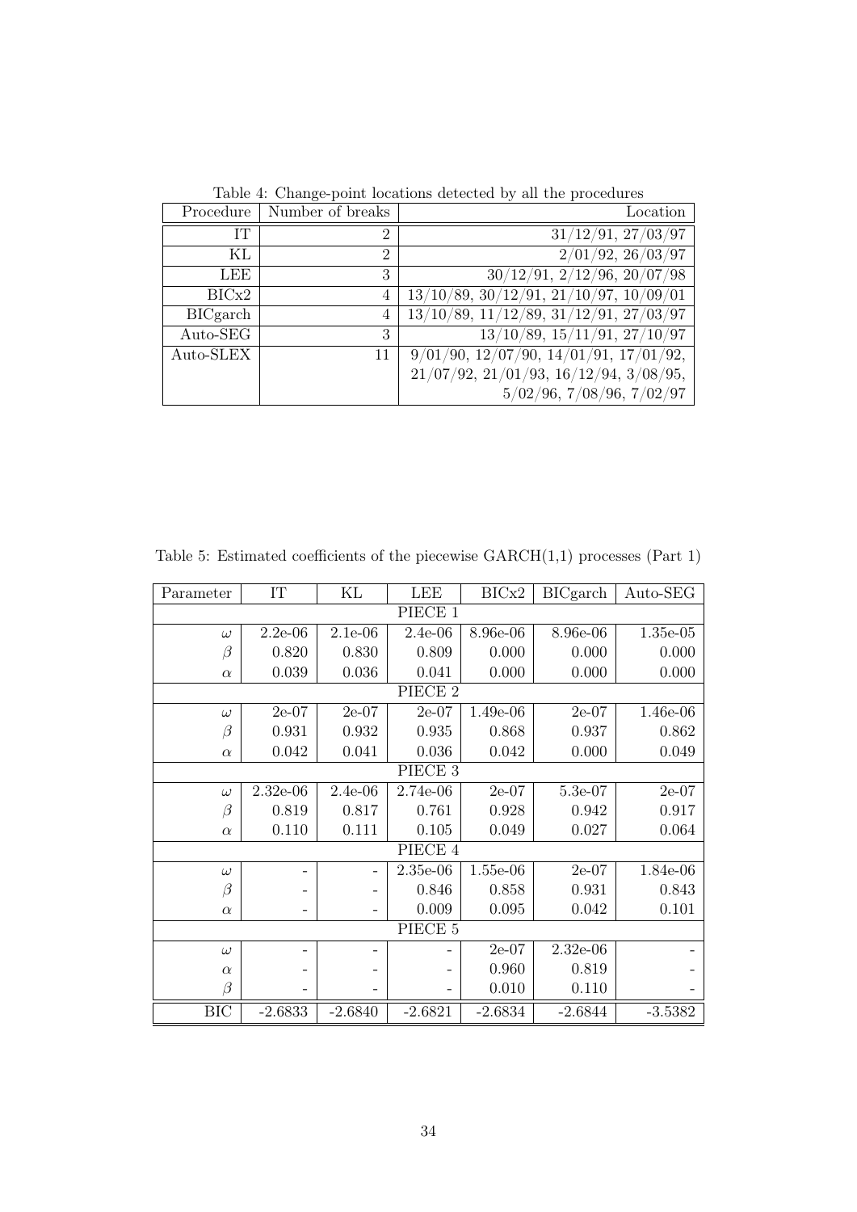Table 4: Change-point locations detected by all the procedures

| Procedure | Number of breaks | Location |
|---|---|---|
| IT | 2 | 31/12/91, 27/03/97 |
| KL | 2 | 2/01/92, 26/03/97 |
| LEE | 3 | 30/12/91, 2/12/96, 20/07/98 |
| BICx2 | 4 | 13/10/89, 30/12/91, 21/10/97, 10/09/01 |
| BICgarch | 4 | 13/10/89, 11/12/89, 31/12/91, 27/03/97 |
| Auto-SEG | 3 | 13/10/89, 15/11/91, 27/10/97 |
| Auto-SLEX | 11 | 9/01/90, 12/07/90, 14/01/91, 17/01/92, 21/07/92, 21/01/93, 16/12/94, 3/08/95, 5/02/96, 7/08/96, 7/02/97 |

Table 5: Estimated coefficients of the piecewise GARCH(1,1) processes (Part 1)

| Parameter | IT | KL | LEE | BICx2 | BICgarch | Auto-SEG |
|---|---|---|---|---|---|---|
| PIECE 1 | | | | | | |
| $\omega$ | 2.2e-06 | 2.1e-06 | 2.4e-06 | 8.96e-06 | 8.96e-06 | 1.35e-05 |
| $\beta$ | 0.820 | 0.830 | 0.809 | 0.000 | 0.000 | 0.000 |
| $\alpha$ | 0.039 | 0.036 | 0.041 | 0.000 | 0.000 | 0.000 |
| PIECE 2 | | | | | | |
| $\omega$ | 2e-07 | 2e-07 | 2e-07 | 1.49e-06 | 2e-07 | 1.46e-06 |
| $\beta$ | 0.931 | 0.932 | 0.935 | 0.868 | 0.937 | 0.862 |
| $\alpha$ | 0.042 | 0.041 | 0.036 | 0.042 | 0.000 | 0.049 |
| PIECE 3 | | | | | | |
| $\omega$ | 2.32e-06 | 2.4e-06 | 2.74e-06 | 2e-07 | 5.3e-07 | 2e-07 |
| $\beta$ | 0.819 | 0.817 | 0.761 | 0.928 | 0.942 | 0.917 |
| $\alpha$ | 0.110 | 0.111 | 0.105 | 0.049 | 0.027 | 0.064 |
| PIECE 4 | | | | | | |
| $\omega$ | - | - | 2.35e-06 | 1.55e-06 | 2e-07 | 1.84e-06 |
| $\beta$ | - | - | 0.846 | 0.858 | 0.931 | 0.843 |
| $\alpha$ | - | - | 0.009 | 0.095 | 0.042 | 0.101 |
| PIECE 5 | | | | | | |
| $\omega$ | - | - | - | 2e-07 | 2.32e-06 | - |
| $\alpha$ | - | - | - | 0.960 | 0.819 | - |
| $\beta$ | - | - | - | 0.010 | 0.110 | - |
| BIC | -2.6833 | -2.6840 | -2.6821 | -2.6834 | -2.6844 | -3.5382 |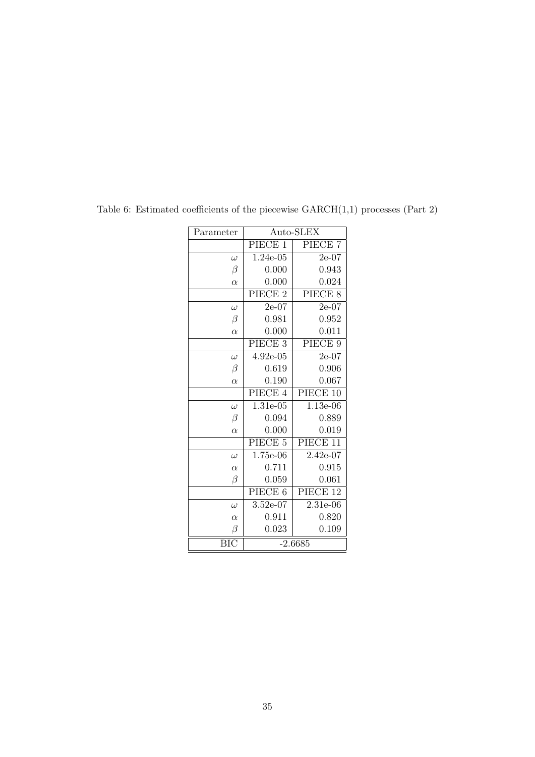Table 6: Estimated coefficients of the piecewise GARCH(1,1) processes (Part 2)

| Parameter | Auto-SLEX | |
|---|---|---|
| | PIECE 1 | PIECE 7 |
| $\omega$ | 1.24e-05 | 2e-07 |
| $\beta$ | 0.000 | 0.943 |
| $\alpha$ | 0.000 | 0.024 |
| | PIECE 2 | PIECE 8 |
| $\omega$ | 2e-07 | 2e-07 |
| $\beta$ | 0.981 | 0.952 |
| $\alpha$ | 0.000 | 0.011 |
| | PIECE 3 | PIECE 9 |
| $\omega$ | 4.92e-05 | 2e-07 |
| $\beta$ | 0.619 | 0.906 |
| $\alpha$ | 0.190 | 0.067 |
| | PIECE 4 | PIECE 10 |
| $\omega$ | 1.31e-05 | 1.13e-06 |
| $\beta$ | 0.094 | 0.889 |
| $\alpha$ | 0.000 | 0.019 |
| | PIECE 5 | PIECE 11 |
| $\omega$ | 1.75e-06 | 2.42e-07 |
| $\alpha$ | 0.711 | 0.915 |
| $\beta$ | 0.059 | 0.061 |
| | PIECE 6 | PIECE 12 |
| $\omega$ | 3.52e-07 | 2.31e-06 |
| $\alpha$ | 0.911 | 0.820 |
| $\beta$ | 0.023 | 0.109 |
| BIC | -2.6685 | |